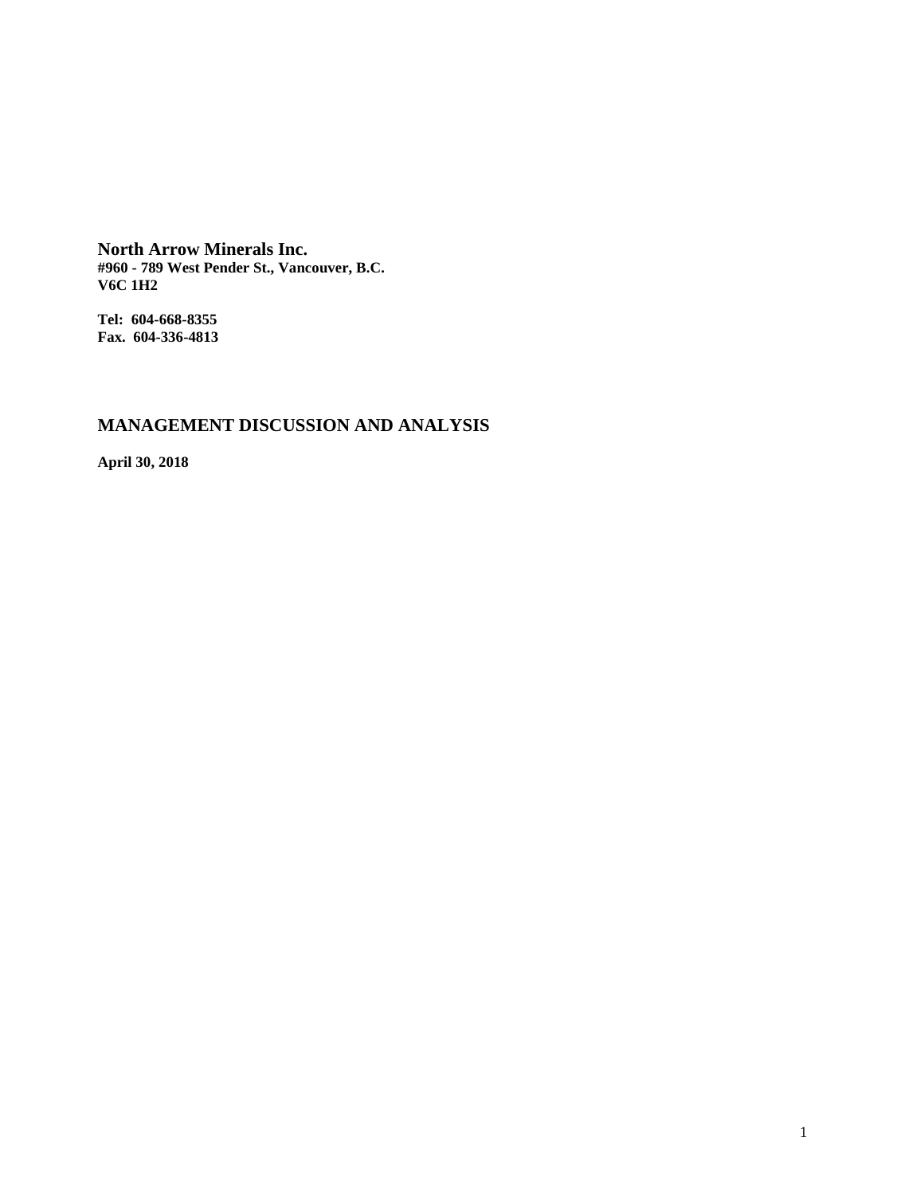**North Arrow Minerals Inc.**
**#960 - 789 West Pender St., Vancouver, B.C.**
**V6C 1H2**

**Tel: 604-668-8355**
**Fax. 604-336-4813**

## MANAGEMENT DISCUSSION AND ANALYSIS

**April 30, 2018**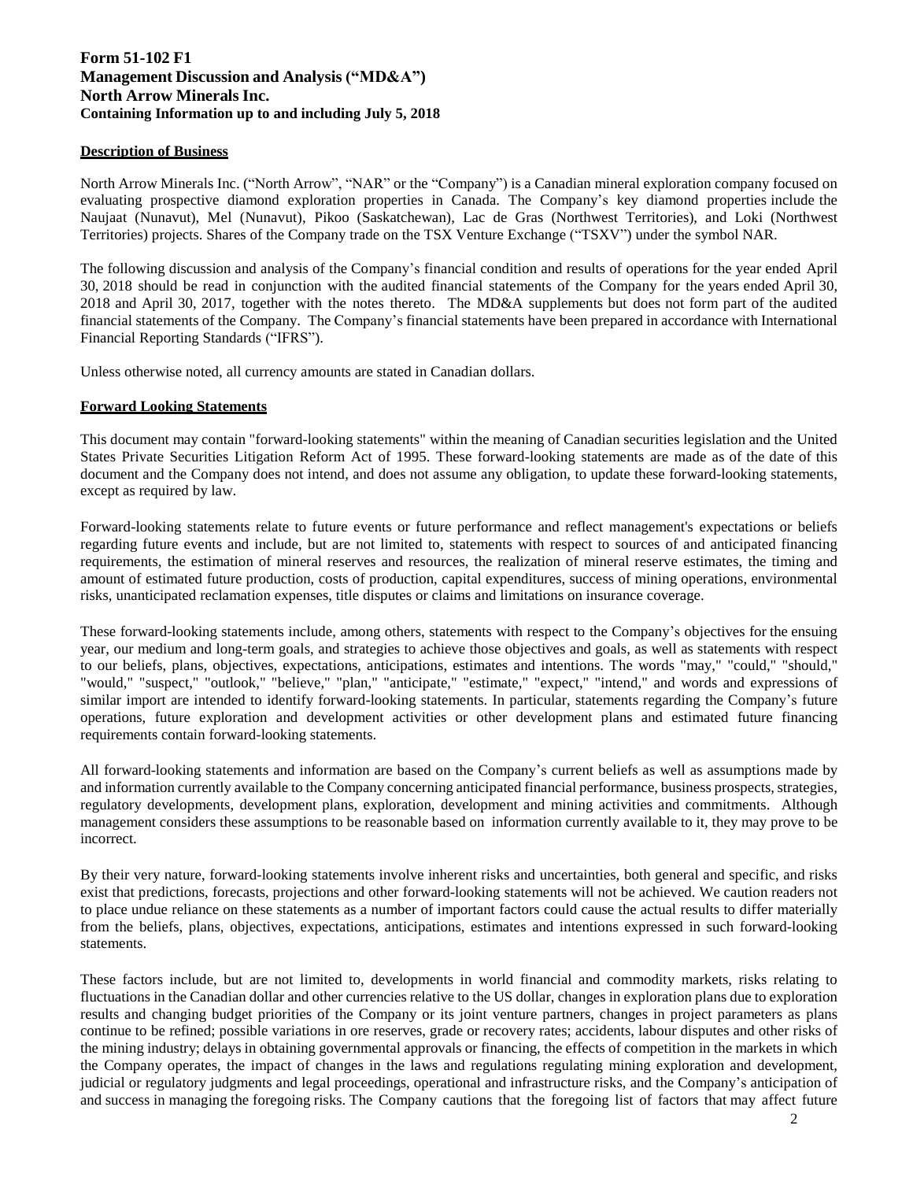**Form 51-102 F1**
**Management Discussion and Analysis ("MD&A")**
**North Arrow Minerals Inc.**
**Containing Information up to and including July 5, 2018**

## Description of Business

North Arrow Minerals Inc. ("North Arrow", "NAR" or the "Company") is a Canadian mineral exploration company focused on evaluating prospective diamond exploration properties in Canada. The Company's key diamond properties include the Naujaat (Nunavut), Mel (Nunavut), Pikoo (Saskatchewan), Lac de Gras (Northwest Territories), and Loki (Northwest Territories) projects. Shares of the Company trade on the TSX Venture Exchange ("TSXV") under the symbol NAR.

The following discussion and analysis of the Company's financial condition and results of operations for the year ended April 30, 2018 should be read in conjunction with the audited financial statements of the Company for the years ended April 30, 2018 and April 30, 2017, together with the notes thereto. The MD&A supplements but does not form part of the audited financial statements of the Company. The Company's financial statements have been prepared in accordance with International Financial Reporting Standards ("IFRS").

Unless otherwise noted, all currency amounts are stated in Canadian dollars.

## Forward Looking Statements

This document may contain "forward-looking statements" within the meaning of Canadian securities legislation and the United States Private Securities Litigation Reform Act of 1995. These forward-looking statements are made as of the date of this document and the Company does not intend, and does not assume any obligation, to update these forward-looking statements, except as required by law.

Forward-looking statements relate to future events or future performance and reflect management's expectations or beliefs regarding future events and include, but are not limited to, statements with respect to sources of and anticipated financing requirements, the estimation of mineral reserves and resources, the realization of mineral reserve estimates, the timing and amount of estimated future production, costs of production, capital expenditures, success of mining operations, environmental risks, unanticipated reclamation expenses, title disputes or claims and limitations on insurance coverage.

These forward-looking statements include, among others, statements with respect to the Company's objectives for the ensuing year, our medium and long-term goals, and strategies to achieve those objectives and goals, as well as statements with respect to our beliefs, plans, objectives, expectations, anticipations, estimates and intentions. The words "may," "could," "should," "would," "suspect," "outlook," "believe," "plan," "anticipate," "estimate," "expect," "intend," and words and expressions of similar import are intended to identify forward-looking statements. In particular, statements regarding the Company's future operations, future exploration and development activities or other development plans and estimated future financing requirements contain forward-looking statements.

All forward-looking statements and information are based on the Company's current beliefs as well as assumptions made by and information currently available to the Company concerning anticipated financial performance, business prospects, strategies, regulatory developments, development plans, exploration, development and mining activities and commitments. Although management considers these assumptions to be reasonable based on information currently available to it, they may prove to be incorrect.

By their very nature, forward-looking statements involve inherent risks and uncertainties, both general and specific, and risks exist that predictions, forecasts, projections and other forward-looking statements will not be achieved. We caution readers not to place undue reliance on these statements as a number of important factors could cause the actual results to differ materially from the beliefs, plans, objectives, expectations, anticipations, estimates and intentions expressed in such forward-looking statements.

These factors include, but are not limited to, developments in world financial and commodity markets, risks relating to fluctuations in the Canadian dollar and other currencies relative to the US dollar, changes in exploration plans due to exploration results and changing budget priorities of the Company or its joint venture partners, changes in project parameters as plans continue to be refined; possible variations in ore reserves, grade or recovery rates; accidents, labour disputes and other risks of the mining industry; delays in obtaining governmental approvals or financing, the effects of competition in the markets in which the Company operates, the impact of changes in the laws and regulations regulating mining exploration and development, judicial or regulatory judgments and legal proceedings, operational and infrastructure risks, and the Company's anticipation of and success in managing the foregoing risks. The Company cautions that the foregoing list of factors that may affect future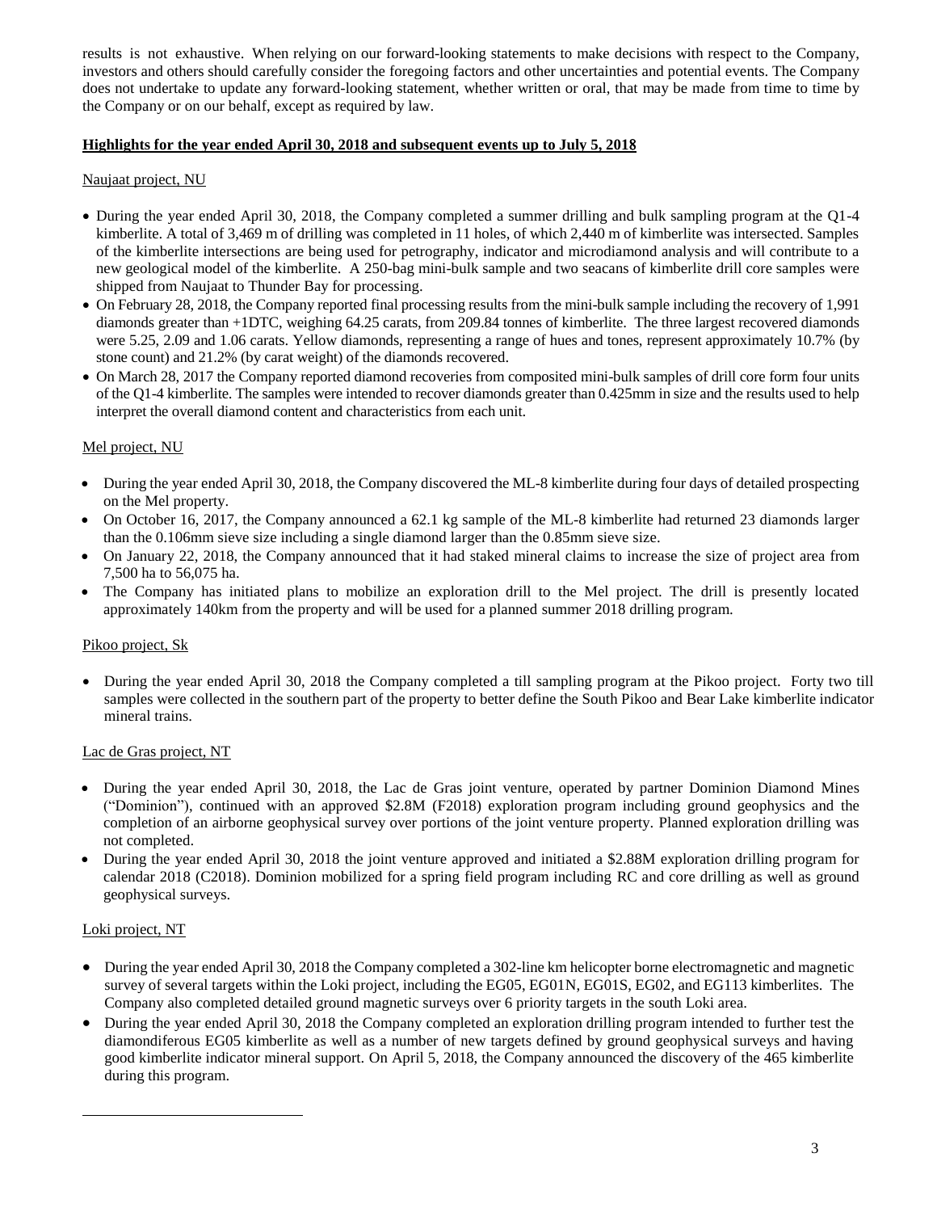results is not exhaustive. When relying on our forward-looking statements to make decisions with respect to the Company, investors and others should carefully consider the foregoing factors and other uncertainties and potential events. The Company does not undertake to update any forward-looking statement, whether written or oral, that may be made from time to time by the Company or on our behalf, except as required by law.

**Highlights for the year ended April 30, 2018 and subsequent events up to July 5, 2018**

Naujaat project, NU

- During the year ended April 30, 2018, the Company completed a summer drilling and bulk sampling program at the Q1-4 kimberlite. A total of 3,469 m of drilling was completed in 11 holes, of which 2,440 m of kimberlite was intersected. Samples of the kimberlite intersections are being used for petrography, indicator and microdiamond analysis and will contribute to a new geological model of the kimberlite. A 250-bag mini-bulk sample and two seacans of kimberlite drill core samples were shipped from Naujaat to Thunder Bay for processing.
- On February 28, 2018, the Company reported final processing results from the mini-bulk sample including the recovery of 1,991 diamonds greater than +1DTC, weighing 64.25 carats, from 209.84 tonnes of kimberlite. The three largest recovered diamonds were 5.25, 2.09 and 1.06 carats. Yellow diamonds, representing a range of hues and tones, represent approximately 10.7% (by stone count) and 21.2% (by carat weight) of the diamonds recovered.
- On March 28, 2017 the Company reported diamond recoveries from composited mini-bulk samples of drill core form four units of the Q1-4 kimberlite. The samples were intended to recover diamonds greater than 0.425mm in size and the results used to help interpret the overall diamond content and characteristics from each unit.

Mel project, NU

- During the year ended April 30, 2018, the Company discovered the ML-8 kimberlite during four days of detailed prospecting on the Mel property.
- On October 16, 2017, the Company announced a 62.1 kg sample of the ML-8 kimberlite had returned 23 diamonds larger than the 0.106mm sieve size including a single diamond larger than the 0.85mm sieve size.
- On January 22, 2018, the Company announced that it had staked mineral claims to increase the size of project area from 7,500 ha to 56,075 ha.
- The Company has initiated plans to mobilize an exploration drill to the Mel project. The drill is presently located approximately 140km from the property and will be used for a planned summer 2018 drilling program.

Pikoo project, Sk

- During the year ended April 30, 2018 the Company completed a till sampling program at the Pikoo project. Forty two till samples were collected in the southern part of the property to better define the South Pikoo and Bear Lake kimberlite indicator mineral trains.

Lac de Gras project, NT

- During the year ended April 30, 2018, the Lac de Gras joint venture, operated by partner Dominion Diamond Mines ("Dominion"), continued with an approved $2.8M (F2018) exploration program including ground geophysics and the completion of an airborne geophysical survey over portions of the joint venture property. Planned exploration drilling was not completed.
- During the year ended April 30, 2018 the joint venture approved and initiated a $2.88M exploration drilling program for calendar 2018 (C2018). Dominion mobilized for a spring field program including RC and core drilling as well as ground geophysical surveys.

Loki project, NT

- During the year ended April 30, 2018 the Company completed a 302-line km helicopter borne electromagnetic and magnetic survey of several targets within the Loki project, including the EG05, EG01N, EG01S, EG02, and EG113 kimberlites. The Company also completed detailed ground magnetic surveys over 6 priority targets in the south Loki area.
- During the year ended April 30, 2018 the Company completed an exploration drilling program intended to further test the diamondiferous EG05 kimberlite as well as a number of new targets defined by ground geophysical surveys and having good kimberlite indicator mineral support. On April 5, 2018, the Company announced the discovery of the 465 kimberlite during this program.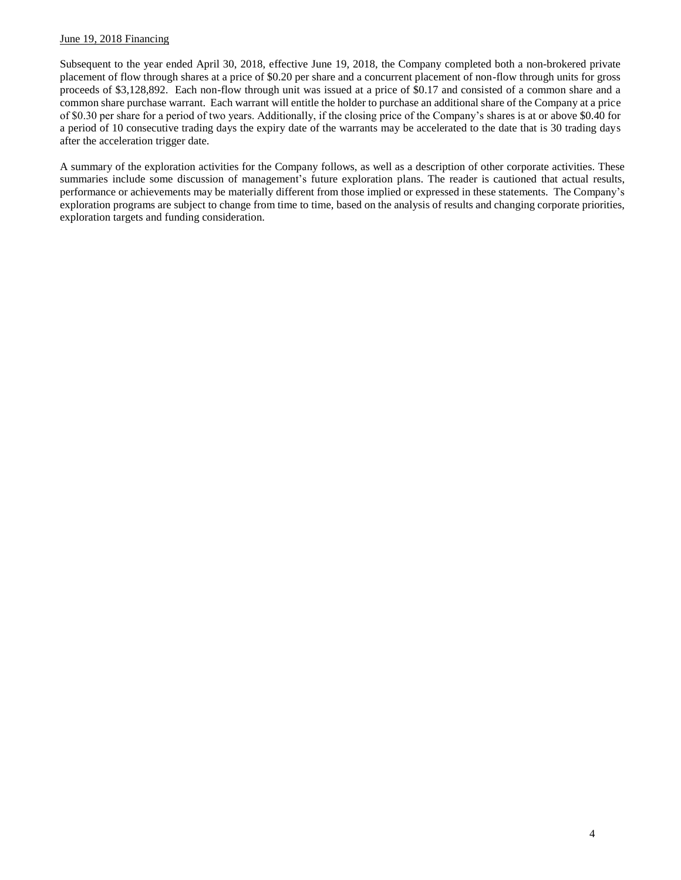June 19, 2018 Financing

Subsequent to the year ended April 30, 2018, effective June 19, 2018, the Company completed both a non-brokered private placement of flow through shares at a price of $0.20 per share and a concurrent placement of non-flow through units for gross proceeds of $3,128,892. Each non-flow through unit was issued at a price of $0.17 and consisted of a common share and a common share purchase warrant. Each warrant will entitle the holder to purchase an additional share of the Company at a price of $0.30 per share for a period of two years. Additionally, if the closing price of the Company's shares is at or above $0.40 for a period of 10 consecutive trading days the expiry date of the warrants may be accelerated to the date that is 30 trading days after the acceleration trigger date.

A summary of the exploration activities for the Company follows, as well as a description of other corporate activities. These summaries include some discussion of management's future exploration plans. The reader is cautioned that actual results, performance or achievements may be materially different from those implied or expressed in these statements. The Company's exploration programs are subject to change from time to time, based on the analysis of results and changing corporate priorities, exploration targets and funding consideration.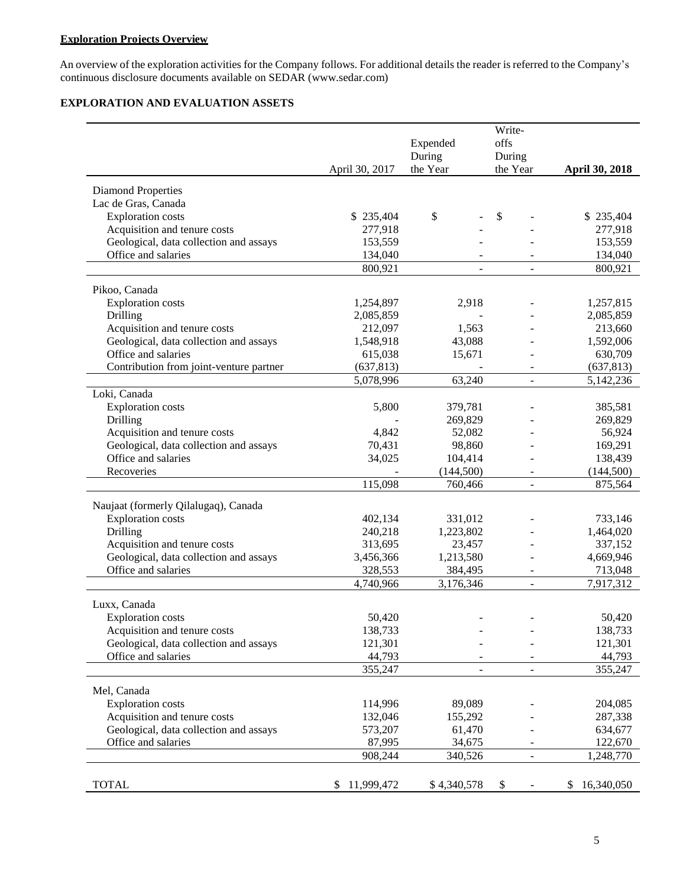**Exploration Projects Overview**

An overview of the exploration activities for the Company follows. For additional details the reader is referred to the Company's continuous disclosure documents available on SEDAR (www.sedar.com)

## EXPLORATION AND EVALUATION ASSETS

| | April 30, 2017 | Expended During the Year | Write-offs During the Year | **April 30, 2018** |
|---|---|---|---|---|
| Diamond Properties | | | | |
| Lac de Gras, Canada | | | | |
| Exploration costs | $ 235,404 | $ - | $ - | $ 235,404 |
| Acquisition and tenure costs | 277,918 | - | - | 277,918 |
| Geological, data collection and assays | 153,559 | - | - | 153,559 |
| Office and salaries | 134,040 | - | - | 134,040 |
| | 800,921 | - | - | 800,921 |
| Pikoo, Canada | | | | |
| Exploration costs | 1,254,897 | 2,918 | - | 1,257,815 |
| Drilling | 2,085,859 | - | - | 2,085,859 |
| Acquisition and tenure costs | 212,097 | 1,563 | - | 213,660 |
| Geological, data collection and assays | 1,548,918 | 43,088 | - | 1,592,006 |
| Office and salaries | 615,038 | 15,671 | - | 630,709 |
| Contribution from joint-venture partner | (637,813) | - | - | (637,813) |
| | 5,078,996 | 63,240 | - | 5,142,236 |
| Loki, Canada | | | | |
| Exploration costs | 5,800 | 379,781 | - | 385,581 |
| Drilling | - | 269,829 | - | 269,829 |
| Acquisition and tenure costs | 4,842 | 52,082 | - | 56,924 |
| Geological, data collection and assays | 70,431 | 98,860 | - | 169,291 |
| Office and salaries | 34,025 | 104,414 | - | 138,439 |
| Recoveries | - | (144,500) | - | (144,500) |
| | 115,098 | 760,466 | - | 875,564 |
| Naujaat (formerly Qilalugaq), Canada | | | | |
| Exploration costs | 402,134 | 331,012 | - | 733,146 |
| Drilling | 240,218 | 1,223,802 | - | 1,464,020 |
| Acquisition and tenure costs | 313,695 | 23,457 | - | 337,152 |
| Geological, data collection and assays | 3,456,366 | 1,213,580 | - | 4,669,946 |
| Office and salaries | 328,553 | 384,495 | - | 713,048 |
| | 4,740,966 | 3,176,346 | - | 7,917,312 |
| Luxx, Canada | | | | |
| Exploration costs | 50,420 | - | - | 50,420 |
| Acquisition and tenure costs | 138,733 | - | - | 138,733 |
| Geological, data collection and assays | 121,301 | - | - | 121,301 |
| Office and salaries | 44,793 | - | - | 44,793 |
| | 355,247 | - | - | 355,247 |
| Mel, Canada | | | | |
| Exploration costs | 114,996 | 89,089 | - | 204,085 |
| Acquisition and tenure costs | 132,046 | 155,292 | - | 287,338 |
| Geological, data collection and assays | 573,207 | 61,470 | - | 634,677 |
| Office and salaries | 87,995 | 34,675 | - | 122,670 |
| | 908,244 | 340,526 | - | 1,248,770 |
| TOTAL | $ 11,999,472 | $ 4,340,578 | $ - | $ 16,340,050 |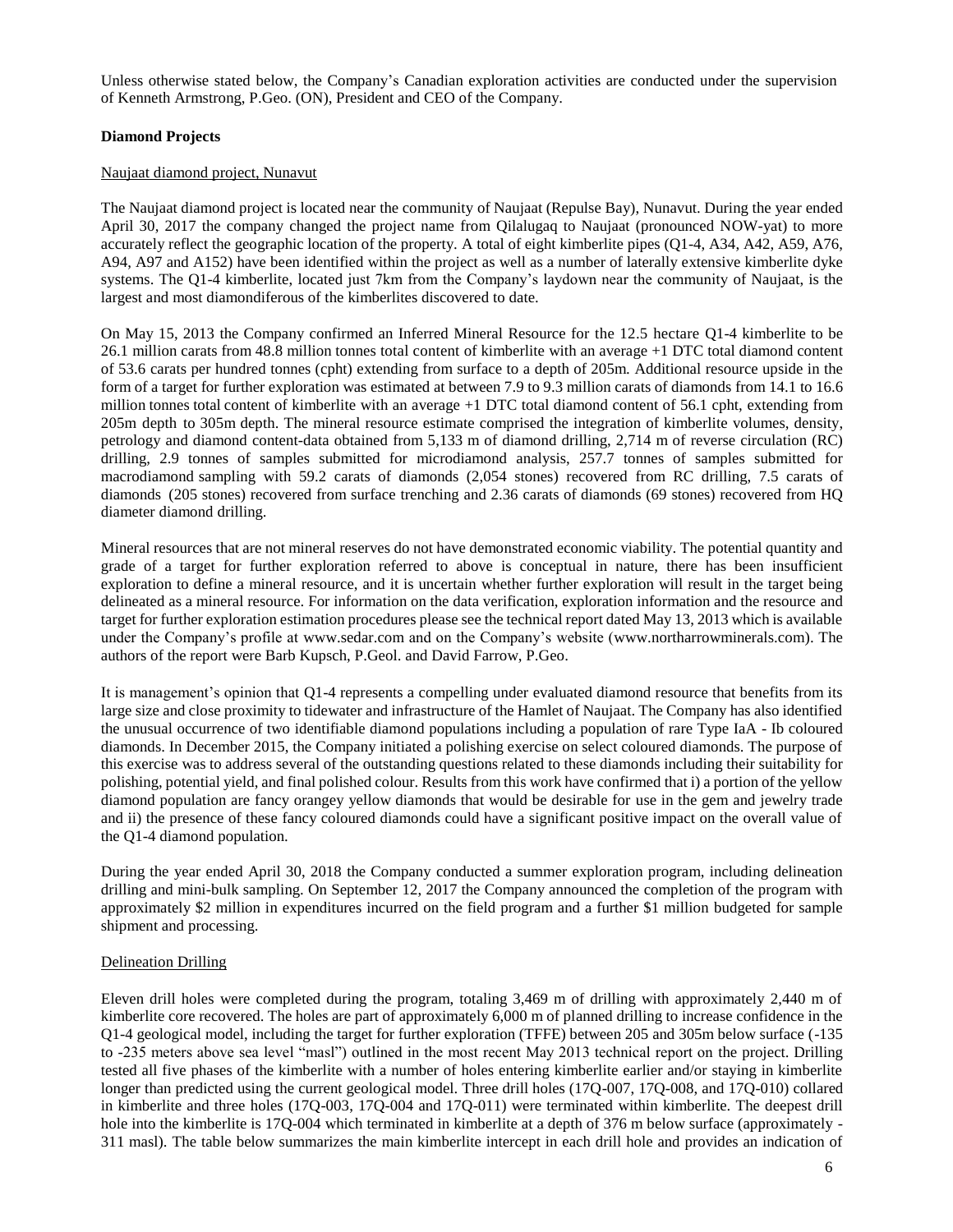Unless otherwise stated below, the Company's Canadian exploration activities are conducted under the supervision of Kenneth Armstrong, P.Geo. (ON), President and CEO of the Company.

**Diamond Projects**

Naujaat diamond project, Nunavut

The Naujaat diamond project is located near the community of Naujaat (Repulse Bay), Nunavut. During the year ended April 30, 2017 the company changed the project name from Qilalugaq to Naujaat (pronounced NOW-yat) to more accurately reflect the geographic location of the property. A total of eight kimberlite pipes (Q1-4, A34, A42, A59, A76, A94, A97 and A152) have been identified within the project as well as a number of laterally extensive kimberlite dyke systems. The Q1-4 kimberlite, located just 7km from the Company's laydown near the community of Naujaat, is the largest and most diamondiferous of the kimberlites discovered to date.

On May 15, 2013 the Company confirmed an Inferred Mineral Resource for the 12.5 hectare Q1-4 kimberlite to be 26.1 million carats from 48.8 million tonnes total content of kimberlite with an average +1 DTC total diamond content of 53.6 carats per hundred tonnes (cpht) extending from surface to a depth of 205m. Additional resource upside in the form of a target for further exploration was estimated at between 7.9 to 9.3 million carats of diamonds from 14.1 to 16.6 million tonnes total content of kimberlite with an average +1 DTC total diamond content of 56.1 cpht, extending from 205m depth to 305m depth. The mineral resource estimate comprised the integration of kimberlite volumes, density, petrology and diamond content-data obtained from 5,133 m of diamond drilling, 2,714 m of reverse circulation (RC) drilling, 2.9 tonnes of samples submitted for microdiamond analysis, 257.7 tonnes of samples submitted for macrodiamond sampling with 59.2 carats of diamonds (2,054 stones) recovered from RC drilling, 7.5 carats of diamonds (205 stones) recovered from surface trenching and 2.36 carats of diamonds (69 stones) recovered from HQ diameter diamond drilling.

Mineral resources that are not mineral reserves do not have demonstrated economic viability. The potential quantity and grade of a target for further exploration referred to above is conceptual in nature, there has been insufficient exploration to define a mineral resource, and it is uncertain whether further exploration will result in the target being delineated as a mineral resource. For information on the data verification, exploration information and the resource and target for further exploration estimation procedures please see the technical report dated May 13, 2013 which is available under the Company's profile at www.sedar.com and on the Company's website (www.northarrowminerals.com). The authors of the report were Barb Kupsch, P.Geol. and David Farrow, P.Geo.

It is management's opinion that Q1-4 represents a compelling under evaluated diamond resource that benefits from its large size and close proximity to tidewater and infrastructure of the Hamlet of Naujaat. The Company has also identified the unusual occurrence of two identifiable diamond populations including a population of rare Type IaA - Ib coloured diamonds. In December 2015, the Company initiated a polishing exercise on select coloured diamonds. The purpose of this exercise was to address several of the outstanding questions related to these diamonds including their suitability for polishing, potential yield, and final polished colour. Results from this work have confirmed that i) a portion of the yellow diamond population are fancy orangey yellow diamonds that would be desirable for use in the gem and jewelry trade and ii) the presence of these fancy coloured diamonds could have a significant positive impact on the overall value of the Q1-4 diamond population.

During the year ended April 30, 2018 the Company conducted a summer exploration program, including delineation drilling and mini-bulk sampling. On September 12, 2017 the Company announced the completion of the program with approximately $2 million in expenditures incurred on the field program and a further $1 million budgeted for sample shipment and processing.

Delineation Drilling

Eleven drill holes were completed during the program, totaling 3,469 m of drilling with approximately 2,440 m of kimberlite core recovered. The holes are part of approximately 6,000 m of planned drilling to increase confidence in the Q1-4 geological model, including the target for further exploration (TFFE) between 205 and 305m below surface (-135 to -235 meters above sea level "masl") outlined in the most recent May 2013 technical report on the project. Drilling tested all five phases of the kimberlite with a number of holes entering kimberlite earlier and/or staying in kimberlite longer than predicted using the current geological model. Three drill holes (17Q-007, 17Q-008, and 17Q-010) collared in kimberlite and three holes (17Q-003, 17Q-004 and 17Q-011) were terminated within kimberlite. The deepest drill hole into the kimberlite is 17Q-004 which terminated in kimberlite at a depth of 376 m below surface (approximately -311 masl). The table below summarizes the main kimberlite intercept in each drill hole and provides an indication of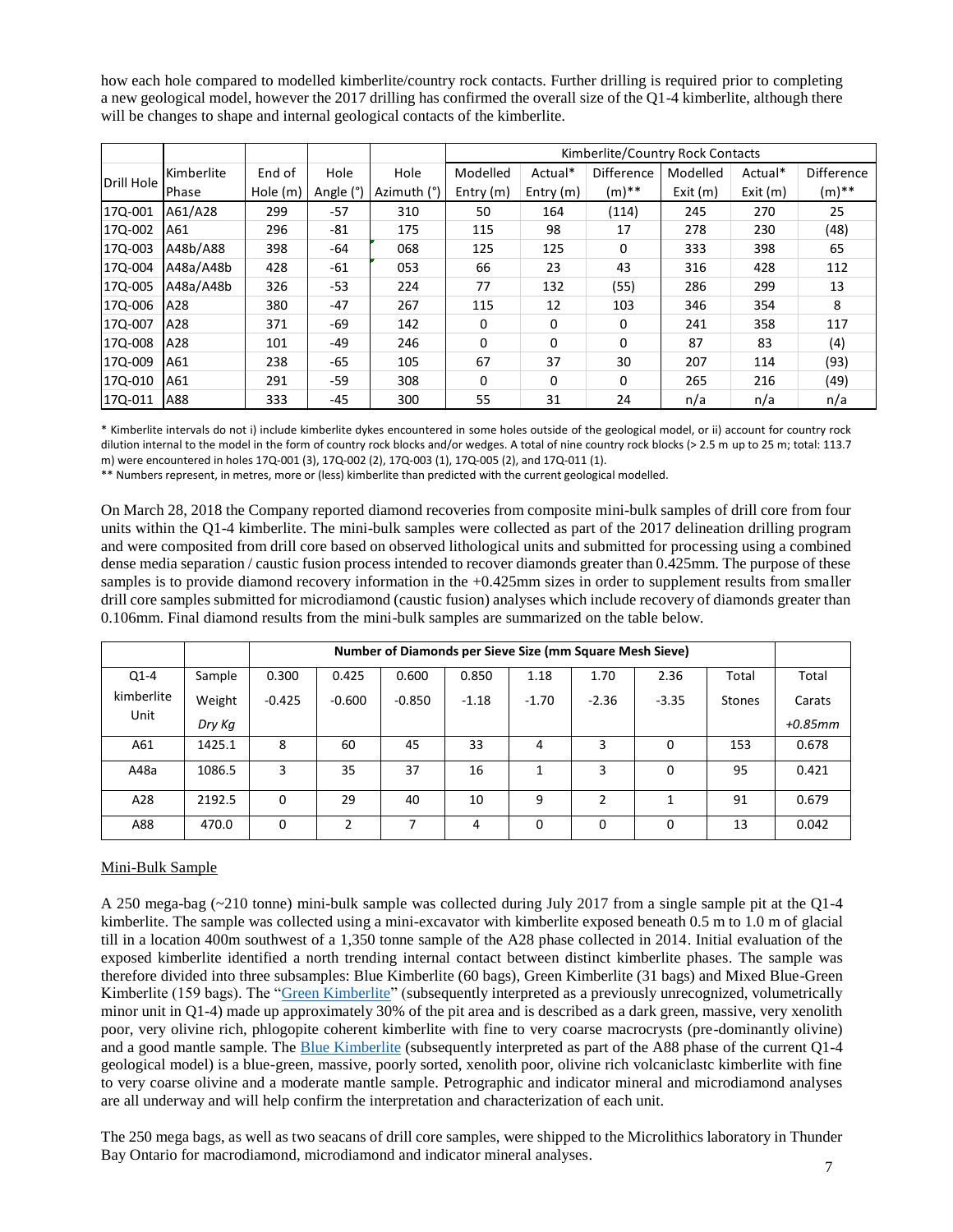how each hole compared to modelled kimberlite/country rock contacts. Further drilling is required prior to completing a new geological model, however the 2017 drilling has confirmed the overall size of the Q1-4 kimberlite, although there will be changes to shape and internal geological contacts of the kimberlite.

| Drill Hole | Kimberlite Phase | End of Hole (m) | Hole Angle (°) | Hole Azimuth (°) | Kimberlite/Country Rock Contacts | | | | | |
|---|---|---|---|---|---|---|---|---|---|---|
| | | | | | Modelled Entry (m) | Actual* Entry (m) | Difference (m)** | Modelled Exit (m) | Actual* Exit (m) | Difference (m)** |
| 17Q-001 | A61/A28 | 299 | -57 | 310 | 50 | 164 | (114) | 245 | 270 | 25 |
| 17Q-002 | A61 | 296 | -81 | 175 | 115 | 98 | 17 | 278 | 230 | (48) |
| 17Q-003 | A48b/A88 | 398 | -64 | 068 | 125 | 125 | 0 | 333 | 398 | 65 |
| 17Q-004 | A48a/A48b | 428 | -61 | 053 | 66 | 23 | 43 | 316 | 428 | 112 |
| 17Q-005 | A48a/A48b | 326 | -53 | 224 | 77 | 132 | (55) | 286 | 299 | 13 |
| 17Q-006 | A28 | 380 | -47 | 267 | 115 | 12 | 103 | 346 | 354 | 8 |
| 17Q-007 | A28 | 371 | -69 | 142 | 0 | 0 | 0 | 241 | 358 | 117 |
| 17Q-008 | A28 | 101 | -49 | 246 | 0 | 0 | 0 | 87 | 83 | (4) |
| 17Q-009 | A61 | 238 | -65 | 105 | 67 | 37 | 30 | 207 | 114 | (93) |
| 17Q-010 | A61 | 291 | -59 | 308 | 0 | 0 | 0 | 265 | 216 | (49) |
| 17Q-011 | A88 | 333 | -45 | 300 | 55 | 31 | 24 | n/a | n/a | n/a |

* Kimberlite intervals do not i) include kimberlite dykes encountered in some holes outside of the geological model, or ii) account for country rock dilution internal to the model in the form of country rock blocks and/or wedges. A total of nine country rock blocks (> 2.5 m up to 25 m; total: 113.7 m) were encountered in holes 17Q-001 (3), 17Q-002 (2), 17Q-003 (1), 17Q-005 (2), and 17Q-011 (1).

** Numbers represent, in metres, more or (less) kimberlite than predicted with the current geological modelled.

On March 28, 2018 the Company reported diamond recoveries from composite mini-bulk samples of drill core from four units within the Q1-4 kimberlite. The mini-bulk samples were collected as part of the 2017 delineation drilling program and were composited from drill core based on observed lithological units and submitted for processing using a combined dense media separation / caustic fusion process intended to recover diamonds greater than 0.425mm. The purpose of these samples is to provide diamond recovery information in the +0.425mm sizes in order to supplement results from smaller drill core samples submitted for microdiamond (caustic fusion) analyses which include recovery of diamonds greater than 0.106mm. Final diamond results from the mini-bulk samples are summarized on the table below.

| Q1-4 kimberlite Unit | Sample Weight *Dry Kg* | Number of Diamonds per Sieve Size (mm Square Mesh Sieve) | | | | | | | | Total Carats *+0.85mm* |
|---|---|---|---|---|---|---|---|---|---|---|
| | | 0.300 -0.425 | 0.425 -0.600 | 0.600 -0.850 | 0.850 -1.18 | 1.18 -1.70 | 1.70 -2.36 | 2.36 -3.35 | Total Stones | |
| A61 | 1425.1 | 8 | 60 | 45 | 33 | 4 | 3 | 0 | 153 | 0.678 |
| A48a | 1086.5 | 3 | 35 | 37 | 16 | 1 | 3 | 0 | 95 | 0.421 |
| A28 | 2192.5 | 0 | 29 | 40 | 10 | 9 | 2 | 1 | 91 | 0.679 |
| A88 | 470.0 | 0 | 2 | 7 | 4 | 0 | 0 | 0 | 13 | 0.042 |

Mini-Bulk Sample

A 250 mega-bag (~210 tonne) mini-bulk sample was collected during July 2017 from a single sample pit at the Q1-4 kimberlite. The sample was collected using a mini-excavator with kimberlite exposed beneath 0.5 m to 1.0 m of glacial till in a location 400m southwest of a 1,350 tonne sample of the A28 phase collected in 2014. Initial evaluation of the exposed kimberlite identified a north trending internal contact between distinct kimberlite phases. The sample was therefore divided into three subsamples: Blue Kimberlite (60 bags), Green Kimberlite (31 bags) and Mixed Blue-Green Kimberlite (159 bags). The "Green Kimberlite" (subsequently interpreted as a previously unrecognized, volumetrically minor unit in Q1-4) made up approximately 30% of the pit area and is described as a dark green, massive, very xenolith poor, very olivine rich, phlogopite coherent kimberlite with fine to very coarse macrocrysts (pre-dominantly olivine) and a good mantle sample. The Blue Kimberlite (subsequently interpreted as part of the A88 phase of the current Q1-4 geological model) is a blue-green, massive, poorly sorted, xenolith poor, olivine rich volcaniclastc kimberlite with fine to very coarse olivine and a moderate mantle sample. Petrographic and indicator mineral and microdiamond analyses are all underway and will help confirm the interpretation and characterization of each unit.

The 250 mega bags, as well as two seacans of drill core samples, were shipped to the Microlithics laboratory in Thunder Bay Ontario for macrodiamond, microdiamond and indicator mineral analyses.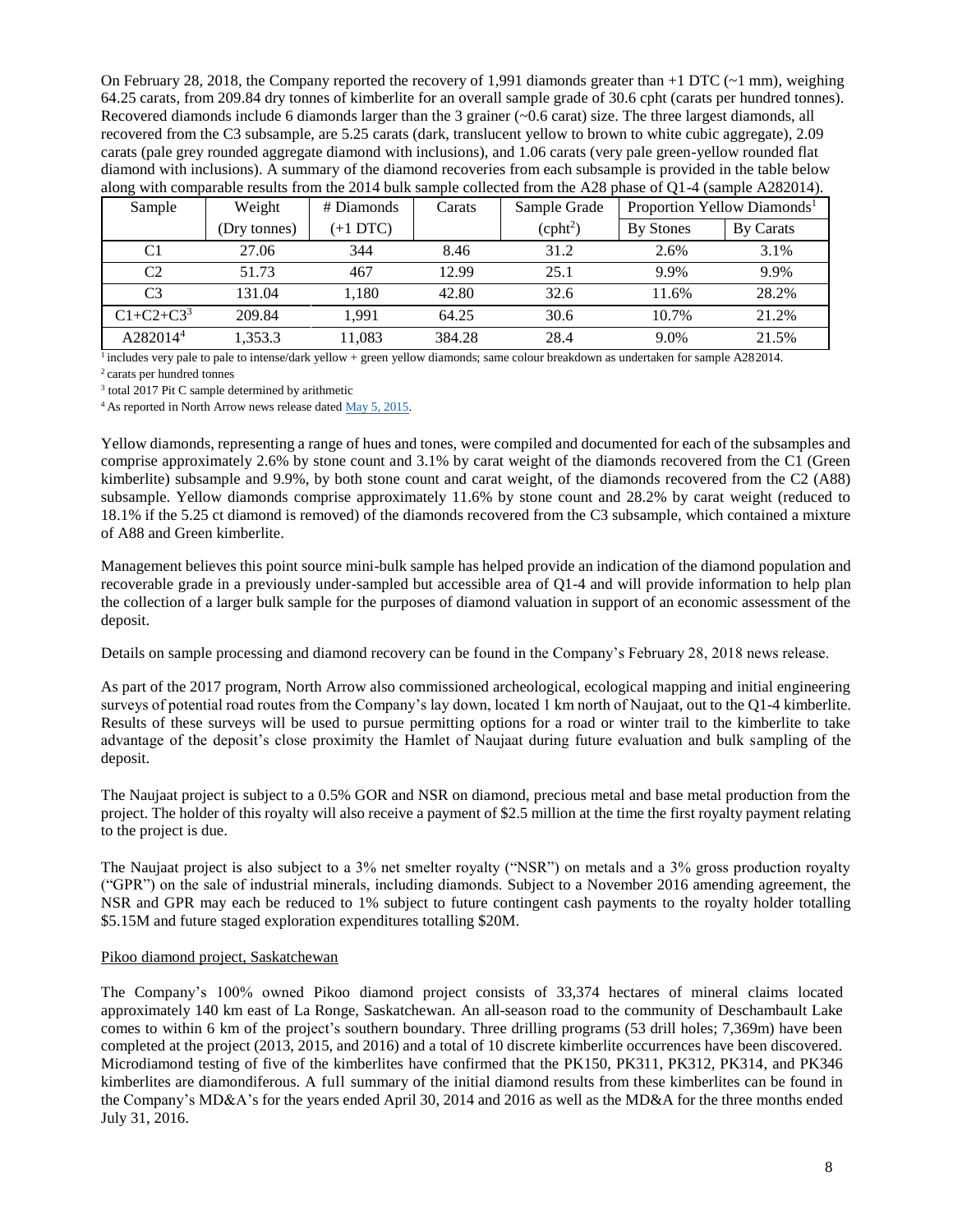On February 28, 2018, the Company reported the recovery of 1,991 diamonds greater than +1 DTC (~1 mm), weighing 64.25 carats, from 209.84 dry tonnes of kimberlite for an overall sample grade of 30.6 cpht (carats per hundred tonnes). Recovered diamonds include 6 diamonds larger than the 3 grainer (~0.6 carat) size. The three largest diamonds, all recovered from the C3 subsample, are 5.25 carats (dark, translucent yellow to brown to white cubic aggregate), 2.09 carats (pale grey rounded aggregate diamond with inclusions), and 1.06 carats (very pale green-yellow rounded flat diamond with inclusions). A summary of the diamond recoveries from each subsample is provided in the table below along with comparable results from the 2014 bulk sample collected from the A28 phase of Q1-4 (sample A282014).

| Sample | Weight | # Diamonds | Carats | Sample Grade | Proportion Yellow Diamonds[1] | |
|---|---|---|---|---|---|---|
| | (Dry tonnes) | (+1 DTC) | | (cpht[2]) | By Stones | By Carats |
| C1 | 27.06 | 344 | 8.46 | 31.2 | 2.6% | 3.1% |
| C2 | 51.73 | 467 | 12.99 | 25.1 | 9.9% | 9.9% |
| C3 | 131.04 | 1,180 | 42.80 | 32.6 | 11.6% | 28.2% |
| C1+C2+C3[3] | 209.84 | 1,991 | 64.25 | 30.6 | 10.7% | 21.2% |
| A282014[4] | 1,353.3 | 11,083 | 384.28 | 28.4 | 9.0% | 21.5% |

[1] includes very pale to pale to intense/dark yellow + green yellow diamonds; same colour breakdown as undertaken for sample A282014.
[2] carats per hundred tonnes
[3] total 2017 Pit C sample determined by arithmetic
[4] As reported in North Arrow news release dated May 5, 2015.

Yellow diamonds, representing a range of hues and tones, were compiled and documented for each of the subsamples and comprise approximately 2.6% by stone count and 3.1% by carat weight of the diamonds recovered from the C1 (Green kimberlite) subsample and 9.9%, by both stone count and carat weight, of the diamonds recovered from the C2 (A88) subsample. Yellow diamonds comprise approximately 11.6% by stone count and 28.2% by carat weight (reduced to 18.1% if the 5.25 ct diamond is removed) of the diamonds recovered from the C3 subsample, which contained a mixture of A88 and Green kimberlite.

Management believes this point source mini-bulk sample has helped provide an indication of the diamond population and recoverable grade in a previously under-sampled but accessible area of Q1-4 and will provide information to help plan the collection of a larger bulk sample for the purposes of diamond valuation in support of an economic assessment of the deposit.

Details on sample processing and diamond recovery can be found in the Company's February 28, 2018 news release.

As part of the 2017 program, North Arrow also commissioned archeological, ecological mapping and initial engineering surveys of potential road routes from the Company's lay down, located 1 km north of Naujaat, out to the Q1-4 kimberlite. Results of these surveys will be used to pursue permitting options for a road or winter trail to the kimberlite to take advantage of the deposit's close proximity the Hamlet of Naujaat during future evaluation and bulk sampling of the deposit.

The Naujaat project is subject to a 0.5% GOR and NSR on diamond, precious metal and base metal production from the project. The holder of this royalty will also receive a payment of $2.5 million at the time the first royalty payment relating to the project is due.

The Naujaat project is also subject to a 3% net smelter royalty ("NSR") on metals and a 3% gross production royalty ("GPR") on the sale of industrial minerals, including diamonds. Subject to a November 2016 amending agreement, the NSR and GPR may each be reduced to 1% subject to future contingent cash payments to the royalty holder totalling $5.15M and future staged exploration expenditures totalling $20M.

Pikoo diamond project, Saskatchewan

The Company's 100% owned Pikoo diamond project consists of 33,374 hectares of mineral claims located approximately 140 km east of La Ronge, Saskatchewan. An all-season road to the community of Deschambault Lake comes to within 6 km of the project's southern boundary. Three drilling programs (53 drill holes; 7,369m) have been completed at the project (2013, 2015, and 2016) and a total of 10 discrete kimberlite occurrences have been discovered. Microdiamond testing of five of the kimberlites have confirmed that the PK150, PK311, PK312, PK314, and PK346 kimberlites are diamondiferous. A full summary of the initial diamond results from these kimberlites can be found in the Company's MD&A's for the years ended April 30, 2014 and 2016 as well as the MD&A for the three months ended July 31, 2016.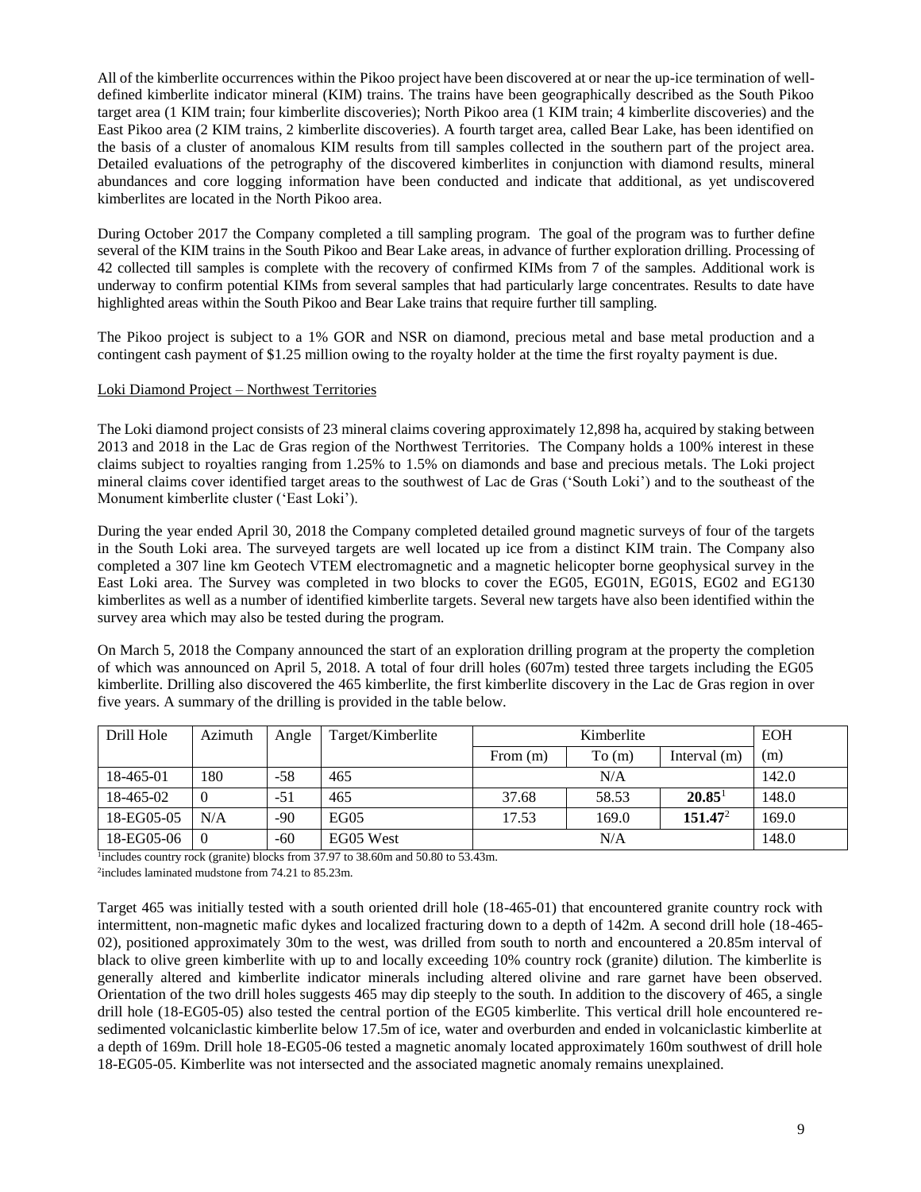All of the kimberlite occurrences within the Pikoo project have been discovered at or near the up-ice termination of well-defined kimberlite indicator mineral (KIM) trains. The trains have been geographically described as the South Pikoo target area (1 KIM train; four kimberlite discoveries); North Pikoo area (1 KIM train; 4 kimberlite discoveries) and the East Pikoo area (2 KIM trains, 2 kimberlite discoveries). A fourth target area, called Bear Lake, has been identified on the basis of a cluster of anomalous KIM results from till samples collected in the southern part of the project area. Detailed evaluations of the petrography of the discovered kimberlites in conjunction with diamond results, mineral abundances and core logging information have been conducted and indicate that additional, as yet undiscovered kimberlites are located in the North Pikoo area.

During October 2017 the Company completed a till sampling program. The goal of the program was to further define several of the KIM trains in the South Pikoo and Bear Lake areas, in advance of further exploration drilling. Processing of 42 collected till samples is complete with the recovery of confirmed KIMs from 7 of the samples. Additional work is underway to confirm potential KIMs from several samples that had particularly large concentrates. Results to date have highlighted areas within the South Pikoo and Bear Lake trains that require further till sampling.

The Pikoo project is subject to a 1% GOR and NSR on diamond, precious metal and base metal production and a contingent cash payment of $1.25 million owing to the royalty holder at the time the first royalty payment is due.

Loki Diamond Project – Northwest Territories

The Loki diamond project consists of 23 mineral claims covering approximately 12,898 ha, acquired by staking between 2013 and 2018 in the Lac de Gras region of the Northwest Territories. The Company holds a 100% interest in these claims subject to royalties ranging from 1.25% to 1.5% on diamonds and base and precious metals. The Loki project mineral claims cover identified target areas to the southwest of Lac de Gras ('South Loki') and to the southeast of the Monument kimberlite cluster ('East Loki').

During the year ended April 30, 2018 the Company completed detailed ground magnetic surveys of four of the targets in the South Loki area. The surveyed targets are well located up ice from a distinct KIM train. The Company also completed a 307 line km Geotech VTEM electromagnetic and a magnetic helicopter borne geophysical survey in the East Loki area. The Survey was completed in two blocks to cover the EG05, EG01N, EG01S, EG02 and EG130 kimberlites as well as a number of identified kimberlite targets. Several new targets have also been identified within the survey area which may also be tested during the program.

On March 5, 2018 the Company announced the start of an exploration drilling program at the property the completion of which was announced on April 5, 2018. A total of four drill holes (607m) tested three targets including the EG05 kimberlite. Drilling also discovered the 465 kimberlite, the first kimberlite discovery in the Lac de Gras region in over five years. A summary of the drilling is provided in the table below.

| Drill Hole | Azimuth | Angle | Target/Kimberlite | Kimberlite | | | EOH |
|---|---|---|---|---|---|---|---|
| | | | | From (m) | To (m) | Interval (m) | (m) |
| 18-465-01 | 180 | -58 | 465 | N/A | | | 142.0 |
| 18-465-02 | 0 | -51 | 465 | 37.68 | 58.53 | **20.85**[1] | 148.0 |
| 18-EG05-05 | N/A | -90 | EG05 | 17.53 | 169.0 | **151.47**[2] | 169.0 |
| 18-EG05-06 | 0 | -60 | EG05 West | N/A | | | 148.0 |

[1]includes country rock (granite) blocks from 37.97 to 38.60m and 50.80 to 53.43m.
[2]includes laminated mudstone from 74.21 to 85.23m.

Target 465 was initially tested with a south oriented drill hole (18-465-01) that encountered granite country rock with intermittent, non-magnetic mafic dykes and localized fracturing down to a depth of 142m. A second drill hole (18-465-02), positioned approximately 30m to the west, was drilled from south to north and encountered a 20.85m interval of black to olive green kimberlite with up to and locally exceeding 10% country rock (granite) dilution. The kimberlite is generally altered and kimberlite indicator minerals including altered olivine and rare garnet have been observed. Orientation of the two drill holes suggests 465 may dip steeply to the south. In addition to the discovery of 465, a single drill hole (18-EG05-05) also tested the central portion of the EG05 kimberlite. This vertical drill hole encountered re-sedimented volcaniclastic kimberlite below 17.5m of ice, water and overburden and ended in volcaniclastic kimberlite at a depth of 169m. Drill hole 18-EG05-06 tested a magnetic anomaly located approximately 160m southwest of drill hole 18-EG05-05. Kimberlite was not intersected and the associated magnetic anomaly remains unexplained.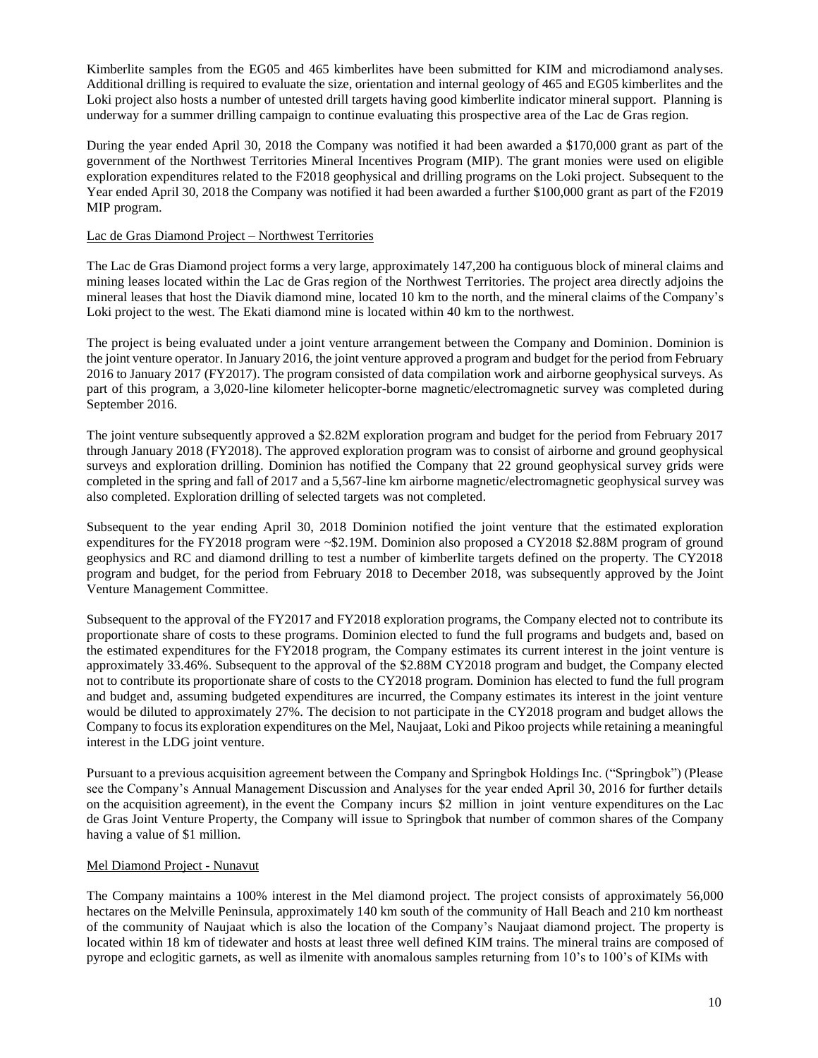Kimberlite samples from the EG05 and 465 kimberlites have been submitted for KIM and microdiamond analyses. Additional drilling is required to evaluate the size, orientation and internal geology of 465 and EG05 kimberlites and the Loki project also hosts a number of untested drill targets having good kimberlite indicator mineral support. Planning is underway for a summer drilling campaign to continue evaluating this prospective area of the Lac de Gras region.

During the year ended April 30, 2018 the Company was notified it had been awarded a $170,000 grant as part of the government of the Northwest Territories Mineral Incentives Program (MIP). The grant monies were used on eligible exploration expenditures related to the F2018 geophysical and drilling programs on the Loki project. Subsequent to the Year ended April 30, 2018 the Company was notified it had been awarded a further $100,000 grant as part of the F2019 MIP program.

Lac de Gras Diamond Project – Northwest Territories

The Lac de Gras Diamond project forms a very large, approximately 147,200 ha contiguous block of mineral claims and mining leases located within the Lac de Gras region of the Northwest Territories. The project area directly adjoins the mineral leases that host the Diavik diamond mine, located 10 km to the north, and the mineral claims of the Company's Loki project to the west. The Ekati diamond mine is located within 40 km to the northwest.

The project is being evaluated under a joint venture arrangement between the Company and Dominion. Dominion is the joint venture operator. In January 2016, the joint venture approved a program and budget for the period from February 2016 to January 2017 (FY2017). The program consisted of data compilation work and airborne geophysical surveys. As part of this program, a 3,020-line kilometer helicopter-borne magnetic/electromagnetic survey was completed during September 2016.

The joint venture subsequently approved a $2.82M exploration program and budget for the period from February 2017 through January 2018 (FY2018). The approved exploration program was to consist of airborne and ground geophysical surveys and exploration drilling. Dominion has notified the Company that 22 ground geophysical survey grids were completed in the spring and fall of 2017 and a 5,567-line km airborne magnetic/electromagnetic geophysical survey was also completed. Exploration drilling of selected targets was not completed.

Subsequent to the year ending April 30, 2018 Dominion notified the joint venture that the estimated exploration expenditures for the FY2018 program were ~$2.19M. Dominion also proposed a CY2018 $2.88M program of ground geophysics and RC and diamond drilling to test a number of kimberlite targets defined on the property. The CY2018 program and budget, for the period from February 2018 to December 2018, was subsequently approved by the Joint Venture Management Committee.

Subsequent to the approval of the FY2017 and FY2018 exploration programs, the Company elected not to contribute its proportionate share of costs to these programs. Dominion elected to fund the full programs and budgets and, based on the estimated expenditures for the FY2018 program, the Company estimates its current interest in the joint venture is approximately 33.46%. Subsequent to the approval of the $2.88M CY2018 program and budget, the Company elected not to contribute its proportionate share of costs to the CY2018 program. Dominion has elected to fund the full program and budget and, assuming budgeted expenditures are incurred, the Company estimates its interest in the joint venture would be diluted to approximately 27%. The decision to not participate in the CY2018 program and budget allows the Company to focus its exploration expenditures on the Mel, Naujaat, Loki and Pikoo projects while retaining a meaningful interest in the LDG joint venture.

Pursuant to a previous acquisition agreement between the Company and Springbok Holdings Inc. ("Springbok") (Please see the Company's Annual Management Discussion and Analyses for the year ended April 30, 2016 for further details on the acquisition agreement), in the event the Company incurs $2 million in joint venture expenditures on the Lac de Gras Joint Venture Property, the Company will issue to Springbok that number of common shares of the Company having a value of $1 million.

Mel Diamond Project - Nunavut

The Company maintains a 100% interest in the Mel diamond project. The project consists of approximately 56,000 hectares on the Melville Peninsula, approximately 140 km south of the community of Hall Beach and 210 km northeast of the community of Naujaat which is also the location of the Company's Naujaat diamond project. The property is located within 18 km of tidewater and hosts at least three well defined KIM trains. The mineral trains are composed of pyrope and eclogitic garnets, as well as ilmenite with anomalous samples returning from 10's to 100's of KIMs with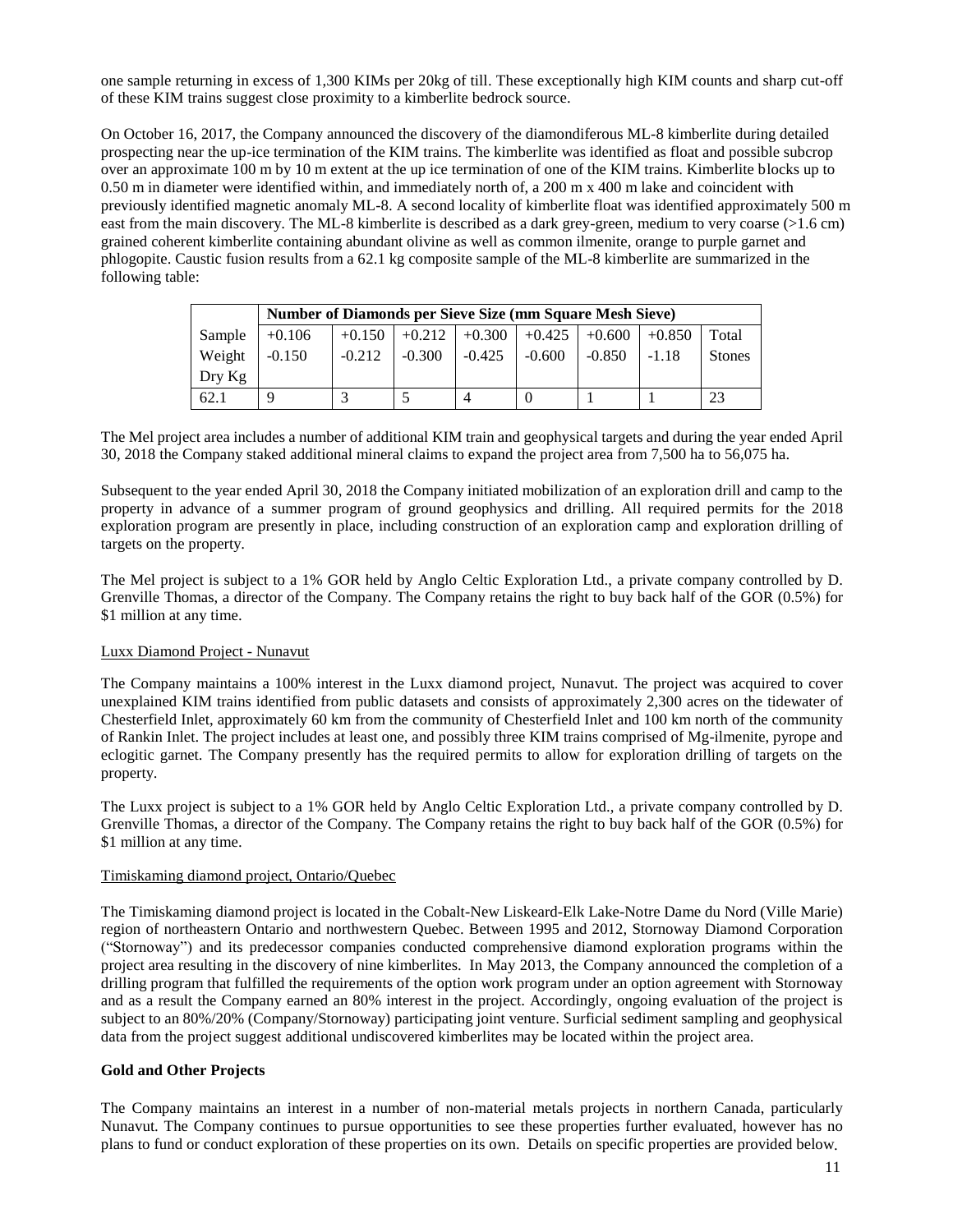one sample returning in excess of 1,300 KIMs per 20kg of till. These exceptionally high KIM counts and sharp cut-off of these KIM trains suggest close proximity to a kimberlite bedrock source.

On October 16, 2017, the Company announced the discovery of the diamondiferous ML-8 kimberlite during detailed prospecting near the up-ice termination of the KIM trains. The kimberlite was identified as float and possible subcrop over an approximate 100 m by 10 m extent at the up ice termination of one of the KIM trains. Kimberlite blocks up to 0.50 m in diameter were identified within, and immediately north of, a 200 m x 400 m lake and coincident with previously identified magnetic anomaly ML-8. A second locality of kimberlite float was identified approximately 500 m east from the main discovery. The ML-8 kimberlite is described as a dark grey-green, medium to very coarse (>1.6 cm) grained coherent kimberlite containing abundant olivine as well as common ilmenite, orange to purple garnet and phlogopite. Caustic fusion results from a 62.1 kg composite sample of the ML-8 kimberlite are summarized in the following table:

| | **Number of Diamonds per Sieve Size (mm Square Mesh Sieve)** | | | | | | | |
|---|---|---|---|---|---|---|---|---|
| Sample Weight Dry Kg | +0.106 -0.150 | +0.150 -0.212 | +0.212 -0.300 | +0.300 -0.425 | +0.425 -0.600 | +0.600 -0.850 | +0.850 -1.18 | Total Stones |
| 62.1 | 9 | 3 | 5 | 4 | 0 | 1 | 1 | 23 |

The Mel project area includes a number of additional KIM train and geophysical targets and during the year ended April 30, 2018 the Company staked additional mineral claims to expand the project area from 7,500 ha to 56,075 ha.

Subsequent to the year ended April 30, 2018 the Company initiated mobilization of an exploration drill and camp to the property in advance of a summer program of ground geophysics and drilling. All required permits for the 2018 exploration program are presently in place, including construction of an exploration camp and exploration drilling of targets on the property.

The Mel project is subject to a 1% GOR held by Anglo Celtic Exploration Ltd., a private company controlled by D. Grenville Thomas, a director of the Company. The Company retains the right to buy back half of the GOR (0.5%) for $1 million at any time.

Luxx Diamond Project - Nunavut

The Company maintains a 100% interest in the Luxx diamond project, Nunavut. The project was acquired to cover unexplained KIM trains identified from public datasets and consists of approximately 2,300 acres on the tidewater of Chesterfield Inlet, approximately 60 km from the community of Chesterfield Inlet and 100 km north of the community of Rankin Inlet. The project includes at least one, and possibly three KIM trains comprised of Mg-ilmenite, pyrope and eclogitic garnet. The Company presently has the required permits to allow for exploration drilling of targets on the property.

The Luxx project is subject to a 1% GOR held by Anglo Celtic Exploration Ltd., a private company controlled by D. Grenville Thomas, a director of the Company. The Company retains the right to buy back half of the GOR (0.5%) for $1 million at any time.

Timiskaming diamond project, Ontario/Quebec

The Timiskaming diamond project is located in the Cobalt-New Liskeard-Elk Lake-Notre Dame du Nord (Ville Marie) region of northeastern Ontario and northwestern Quebec. Between 1995 and 2012, Stornoway Diamond Corporation ("Stornoway") and its predecessor companies conducted comprehensive diamond exploration programs within the project area resulting in the discovery of nine kimberlites. In May 2013, the Company announced the completion of a drilling program that fulfilled the requirements of the option work program under an option agreement with Stornoway and as a result the Company earned an 80% interest in the project. Accordingly, ongoing evaluation of the project is subject to an 80%/20% (Company/Stornoway) participating joint venture. Surficial sediment sampling and geophysical data from the project suggest additional undiscovered kimberlites may be located within the project area.

**Gold and Other Projects**

The Company maintains an interest in a number of non-material metals projects in northern Canada, particularly Nunavut. The Company continues to pursue opportunities to see these properties further evaluated, however has no plans to fund or conduct exploration of these properties on its own. Details on specific properties are provided below.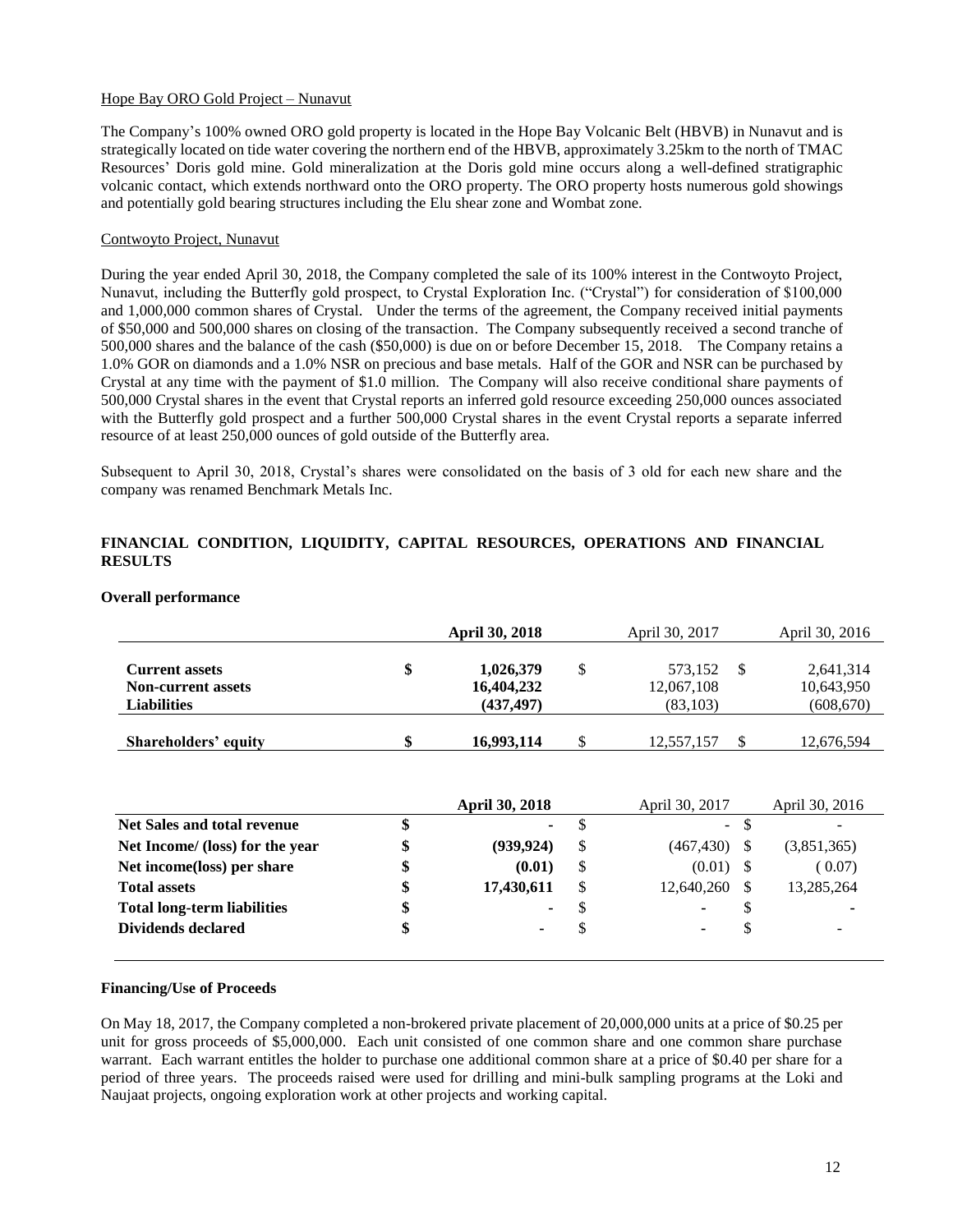Hope Bay ORO Gold Project – Nunavut

The Company's 100% owned ORO gold property is located in the Hope Bay Volcanic Belt (HBVB) in Nunavut and is strategically located on tide water covering the northern end of the HBVB, approximately 3.25km to the north of TMAC Resources' Doris gold mine. Gold mineralization at the Doris gold mine occurs along a well-defined stratigraphic volcanic contact, which extends northward onto the ORO property. The ORO property hosts numerous gold showings and potentially gold bearing structures including the Elu shear zone and Wombat zone.

Contwoyto Project, Nunavut

During the year ended April 30, 2018, the Company completed the sale of its 100% interest in the Contwoyto Project, Nunavut, including the Butterfly gold prospect, to Crystal Exploration Inc. ("Crystal") for consideration of $100,000 and 1,000,000 common shares of Crystal. Under the terms of the agreement, the Company received initial payments of $50,000 and 500,000 shares on closing of the transaction. The Company subsequently received a second tranche of 500,000 shares and the balance of the cash ($50,000) is due on or before December 15, 2018. The Company retains a 1.0% GOR on diamonds and a 1.0% NSR on precious and base metals. Half of the GOR and NSR can be purchased by Crystal at any time with the payment of $1.0 million. The Company will also receive conditional share payments of 500,000 Crystal shares in the event that Crystal reports an inferred gold resource exceeding 250,000 ounces associated with the Butterfly gold prospect and a further 500,000 Crystal shares in the event Crystal reports a separate inferred resource of at least 250,000 ounces of gold outside of the Butterfly area.

Subsequent to April 30, 2018, Crystal's shares were consolidated on the basis of 3 old for each new share and the company was renamed Benchmark Metals Inc.

## FINANCIAL CONDITION, LIQUIDITY, CAPITAL RESOURCES, OPERATIONS AND FINANCIAL RESULTS

**Overall performance**

| | **April 30, 2018** | April 30, 2017 | April 30, 2016 |
|---|---|---|---|
| **Current assets** | **$ 1,026,379** | $ 573,152 | $ 2,641,314 |
| **Non-current assets** | **16,404,232** | 12,067,108 | 10,643,950 |
| **Liabilities** | **(437,497)** | (83,103) | (608,670) |
| **Shareholders' equity** | **$ 16,993,114** | $ 12,557,157 | $ 12,676,594 |

| | **April 30, 2018** | April 30, 2017 | April 30, 2016 |
|---|---|---|---|
| **Net Sales and total revenue** | **$ -** | $ - | $ - |
| **Net Income/ (loss) for the year** | **$ (939,924)** | $ (467,430) | $ (3,851,365) |
| **Net income(loss) per share** | **$ (0.01)** | $ (0.01) | $ ( 0.07) |
| **Total assets** | **$ 17,430,611** | $ 12,640,260 | $ 13,285,264 |
| **Total long-term liabilities** | **$ -** | $ - | $ - |
| **Dividends declared** | **$ -** | $ - | $ - |

**Financing/Use of Proceeds**

On May 18, 2017, the Company completed a non-brokered private placement of 20,000,000 units at a price of $0.25 per unit for gross proceeds of $5,000,000. Each unit consisted of one common share and one common share purchase warrant. Each warrant entitles the holder to purchase one additional common share at a price of $0.40 per share for a period of three years. The proceeds raised were used for drilling and mini-bulk sampling programs at the Loki and Naujaat projects, ongoing exploration work at other projects and working capital.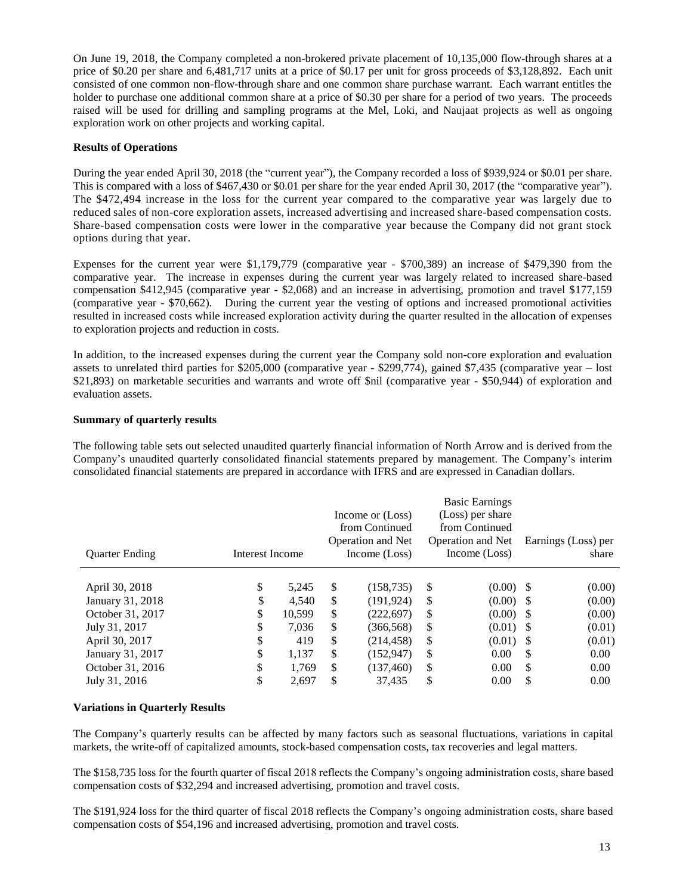On June 19, 2018, the Company completed a non-brokered private placement of 10,135,000 flow-through shares at a price of $0.20 per share and 6,481,717 units at a price of $0.17 per unit for gross proceeds of $3,128,892. Each unit consisted of one common non-flow-through share and one common share purchase warrant. Each warrant entitles the holder to purchase one additional common share at a price of $0.30 per share for a period of two years. The proceeds raised will be used for drilling and sampling programs at the Mel, Loki, and Naujaat projects as well as ongoing exploration work on other projects and working capital.

**Results of Operations**

During the year ended April 30, 2018 (the "current year"), the Company recorded a loss of $939,924 or $0.01 per share. This is compared with a loss of $467,430 or $0.01 per share for the year ended April 30, 2017 (the "comparative year"). The $472,494 increase in the loss for the current year compared to the comparative year was largely due to reduced sales of non-core exploration assets, increased advertising and increased share-based compensation costs. Share-based compensation costs were lower in the comparative year because the Company did not grant stock options during that year.

Expenses for the current year were $1,179,779 (comparative year - $700,389) an increase of $479,390 from the comparative year. The increase in expenses during the current year was largely related to increased share-based compensation $412,945 (comparative year - $2,068) and an increase in advertising, promotion and travel $177,159 (comparative year - $70,662). During the current year the vesting of options and increased promotional activities resulted in increased costs while increased exploration activity during the quarter resulted in the allocation of expenses to exploration projects and reduction in costs.

In addition, to the increased expenses during the current year the Company sold non-core exploration and evaluation assets to unrelated third parties for $205,000 (comparative year - $299,774), gained $7,435 (comparative year – lost $21,893) on marketable securities and warrants and wrote off $nil (comparative year - $50,944) of exploration and evaluation assets.

**Summary of quarterly results**

The following table sets out selected unaudited quarterly financial information of North Arrow and is derived from the Company's unaudited quarterly consolidated financial statements prepared by management. The Company's interim consolidated financial statements are prepared in accordance with IFRS and are expressed in Canadian dollars.

| Quarter Ending | Interest Income | Income or (Loss) from Continued Operation and Net Income (Loss) | Basic Earnings (Loss) per share from Continued Operation and Net Income (Loss) | Earnings (Loss) per share |
|---|---|---|---|---|
| April 30, 2018 | $ 5,245 | $ (158,735) | $ (0.00) | $ (0.00) |
| January 31, 2018 | $ 4,540 | $ (191,924) | $ (0.00) | $ (0.00) |
| October 31, 2017 | $ 10,599 | $ (222,697) | $ (0.00) | $ (0.00) |
| July 31, 2017 | $ 7,036 | $ (366,568) | $ (0.01) | $ (0.01) |
| April 30, 2017 | $ 419 | $ (214,458) | $ (0.01) | $ (0.01) |
| January 31, 2017 | $ 1,137 | $ (152,947) | $ 0.00 | $ 0.00 |
| October 31, 2016 | $ 1,769 | $ (137,460) | $ 0.00 | $ 0.00 |
| July 31, 2016 | $ 2,697 | $ 37,435 | $ 0.00 | $ 0.00 |

**Variations in Quarterly Results**

The Company's quarterly results can be affected by many factors such as seasonal fluctuations, variations in capital markets, the write-off of capitalized amounts, stock-based compensation costs, tax recoveries and legal matters.

The $158,735 loss for the fourth quarter of fiscal 2018 reflects the Company's ongoing administration costs, share based compensation costs of $32,294 and increased advertising, promotion and travel costs.

The $191,924 loss for the third quarter of fiscal 2018 reflects the Company's ongoing administration costs, share based compensation costs of $54,196 and increased advertising, promotion and travel costs.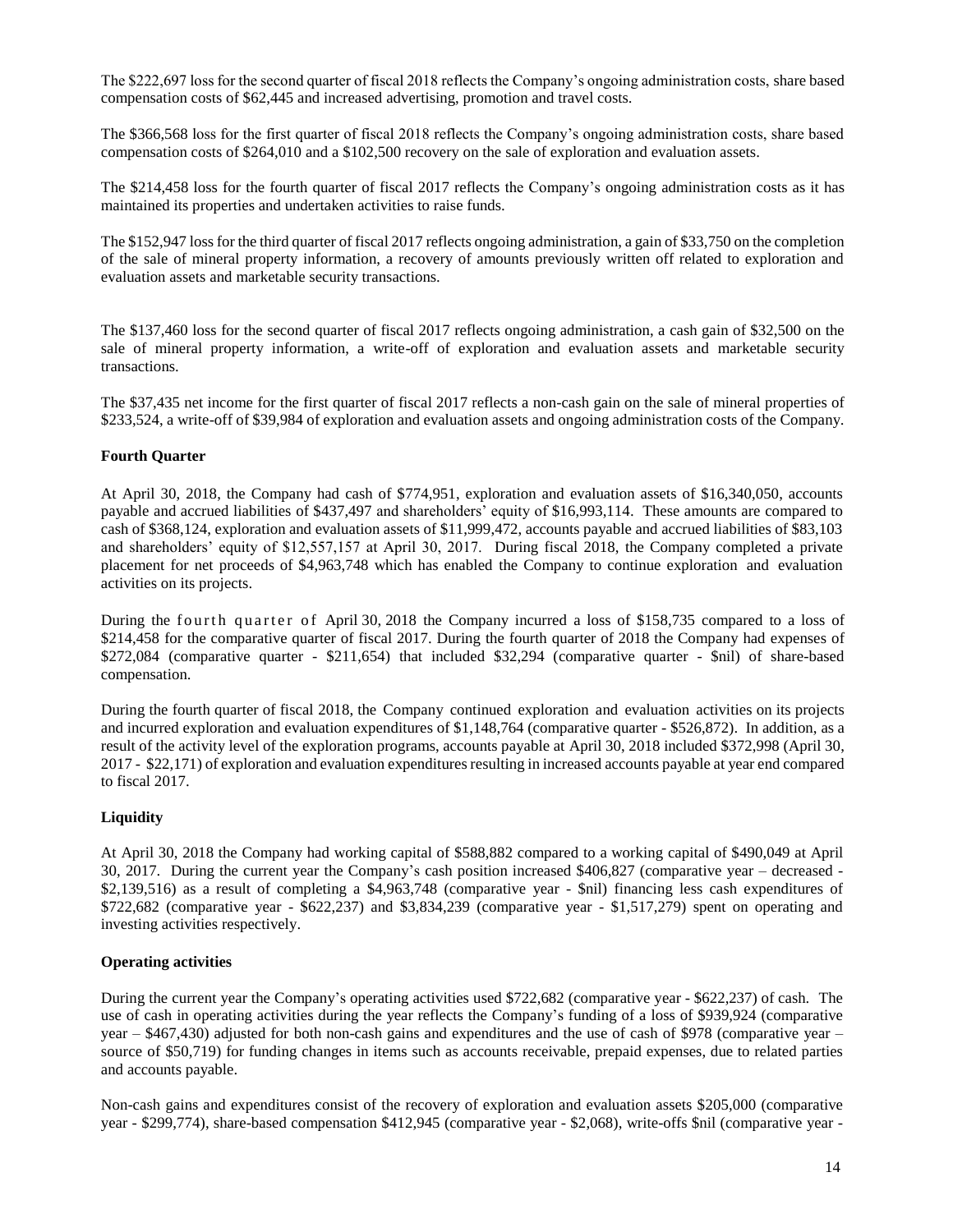The $222,697 loss for the second quarter of fiscal 2018 reflects the Company's ongoing administration costs, share based compensation costs of $62,445 and increased advertising, promotion and travel costs.

The $366,568 loss for the first quarter of fiscal 2018 reflects the Company's ongoing administration costs, share based compensation costs of $264,010 and a $102,500 recovery on the sale of exploration and evaluation assets.

The $214,458 loss for the fourth quarter of fiscal 2017 reflects the Company's ongoing administration costs as it has maintained its properties and undertaken activities to raise funds.

The $152,947 loss for the third quarter of fiscal 2017 reflects ongoing administration, a gain of $33,750 on the completion of the sale of mineral property information, a recovery of amounts previously written off related to exploration and evaluation assets and marketable security transactions.

The $137,460 loss for the second quarter of fiscal 2017 reflects ongoing administration, a cash gain of $32,500 on the sale of mineral property information, a write-off of exploration and evaluation assets and marketable security transactions.

The $37,435 net income for the first quarter of fiscal 2017 reflects a non-cash gain on the sale of mineral properties of $233,524, a write-off of $39,984 of exploration and evaluation assets and ongoing administration costs of the Company.

**Fourth Quarter**

At April 30, 2018, the Company had cash of $774,951, exploration and evaluation assets of $16,340,050, accounts payable and accrued liabilities of $437,497 and shareholders' equity of $16,993,114. These amounts are compared to cash of $368,124, exploration and evaluation assets of $11,999,472, accounts payable and accrued liabilities of $83,103 and shareholders' equity of $12,557,157 at April 30, 2017. During fiscal 2018, the Company completed a private placement for net proceeds of $4,963,748 which has enabled the Company to continue exploration and evaluation activities on its projects.

During the fourth quarter of April 30, 2018 the Company incurred a loss of $158,735 compared to a loss of $214,458 for the comparative quarter of fiscal 2017. During the fourth quarter of 2018 the Company had expenses of $272,084 (comparative quarter - $211,654) that included $32,294 (comparative quarter - $nil) of share-based compensation.

During the fourth quarter of fiscal 2018, the Company continued exploration and evaluation activities on its projects and incurred exploration and evaluation expenditures of $1,148,764 (comparative quarter - $526,872). In addition, as a result of the activity level of the exploration programs, accounts payable at April 30, 2018 included $372,998 (April 30, 2017 - $22,171) of exploration and evaluation expenditures resulting in increased accounts payable at year end compared to fiscal 2017.

**Liquidity**

At April 30, 2018 the Company had working capital of $588,882 compared to a working capital of $490,049 at April 30, 2017. During the current year the Company's cash position increased $406,827 (comparative year – decreased - $2,139,516) as a result of completing a $4,963,748 (comparative year - $nil) financing less cash expenditures of $722,682 (comparative year - $622,237) and $3,834,239 (comparative year - $1,517,279) spent on operating and investing activities respectively.

**Operating activities**

During the current year the Company's operating activities used $722,682 (comparative year - $622,237) of cash. The use of cash in operating activities during the year reflects the Company's funding of a loss of $939,924 (comparative year – $467,430) adjusted for both non-cash gains and expenditures and the use of cash of $978 (comparative year – source of $50,719) for funding changes in items such as accounts receivable, prepaid expenses, due to related parties and accounts payable.

Non-cash gains and expenditures consist of the recovery of exploration and evaluation assets $205,000 (comparative year - $299,774), share-based compensation $412,945 (comparative year - $2,068), write-offs $nil (comparative year -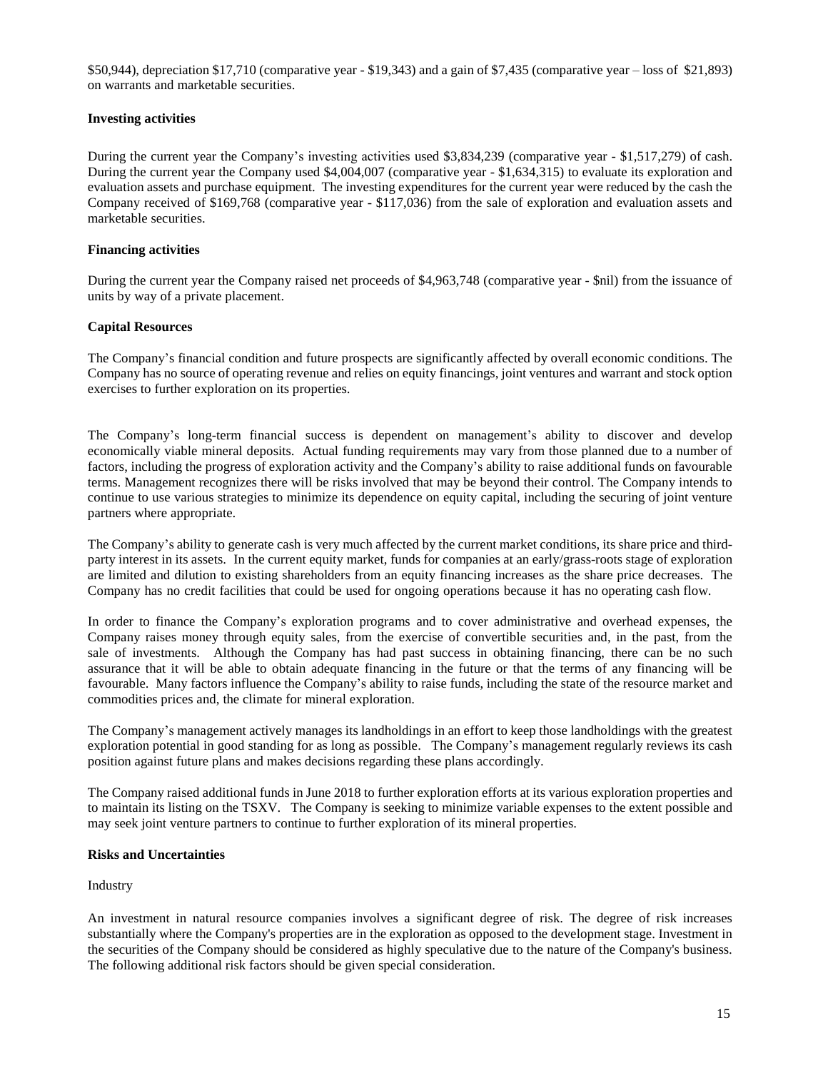$50,944), depreciation $17,710 (comparative year - $19,343) and a gain of $7,435 (comparative year – loss of $21,893) on warrants and marketable securities.

**Investing activities**

During the current year the Company's investing activities used $3,834,239 (comparative year - $1,517,279) of cash. During the current year the Company used $4,004,007 (comparative year - $1,634,315) to evaluate its exploration and evaluation assets and purchase equipment. The investing expenditures for the current year were reduced by the cash the Company received of $169,768 (comparative year - $117,036) from the sale of exploration and evaluation assets and marketable securities.

**Financing activities**

During the current year the Company raised net proceeds of $4,963,748 (comparative year - $nil) from the issuance of units by way of a private placement.

**Capital Resources**

The Company's financial condition and future prospects are significantly affected by overall economic conditions. The Company has no source of operating revenue and relies on equity financings, joint ventures and warrant and stock option exercises to further exploration on its properties.

The Company's long-term financial success is dependent on management's ability to discover and develop economically viable mineral deposits. Actual funding requirements may vary from those planned due to a number of factors, including the progress of exploration activity and the Company's ability to raise additional funds on favourable terms. Management recognizes there will be risks involved that may be beyond their control. The Company intends to continue to use various strategies to minimize its dependence on equity capital, including the securing of joint venture partners where appropriate.

The Company's ability to generate cash is very much affected by the current market conditions, its share price and third-party interest in its assets. In the current equity market, funds for companies at an early/grass-roots stage of exploration are limited and dilution to existing shareholders from an equity financing increases as the share price decreases. The Company has no credit facilities that could be used for ongoing operations because it has no operating cash flow.

In order to finance the Company's exploration programs and to cover administrative and overhead expenses, the Company raises money through equity sales, from the exercise of convertible securities and, in the past, from the sale of investments. Although the Company has had past success in obtaining financing, there can be no such assurance that it will be able to obtain adequate financing in the future or that the terms of any financing will be favourable. Many factors influence the Company's ability to raise funds, including the state of the resource market and commodities prices and, the climate for mineral exploration.

The Company's management actively manages its landholdings in an effort to keep those landholdings with the greatest exploration potential in good standing for as long as possible. The Company's management regularly reviews its cash position against future plans and makes decisions regarding these plans accordingly.

The Company raised additional funds in June 2018 to further exploration efforts at its various exploration properties and to maintain its listing on the TSXV. The Company is seeking to minimize variable expenses to the extent possible and may seek joint venture partners to continue to further exploration of its mineral properties.

**Risks and Uncertainties**

Industry

An investment in natural resource companies involves a significant degree of risk. The degree of risk increases substantially where the Company's properties are in the exploration as opposed to the development stage. Investment in the securities of the Company should be considered as highly speculative due to the nature of the Company's business. The following additional risk factors should be given special consideration.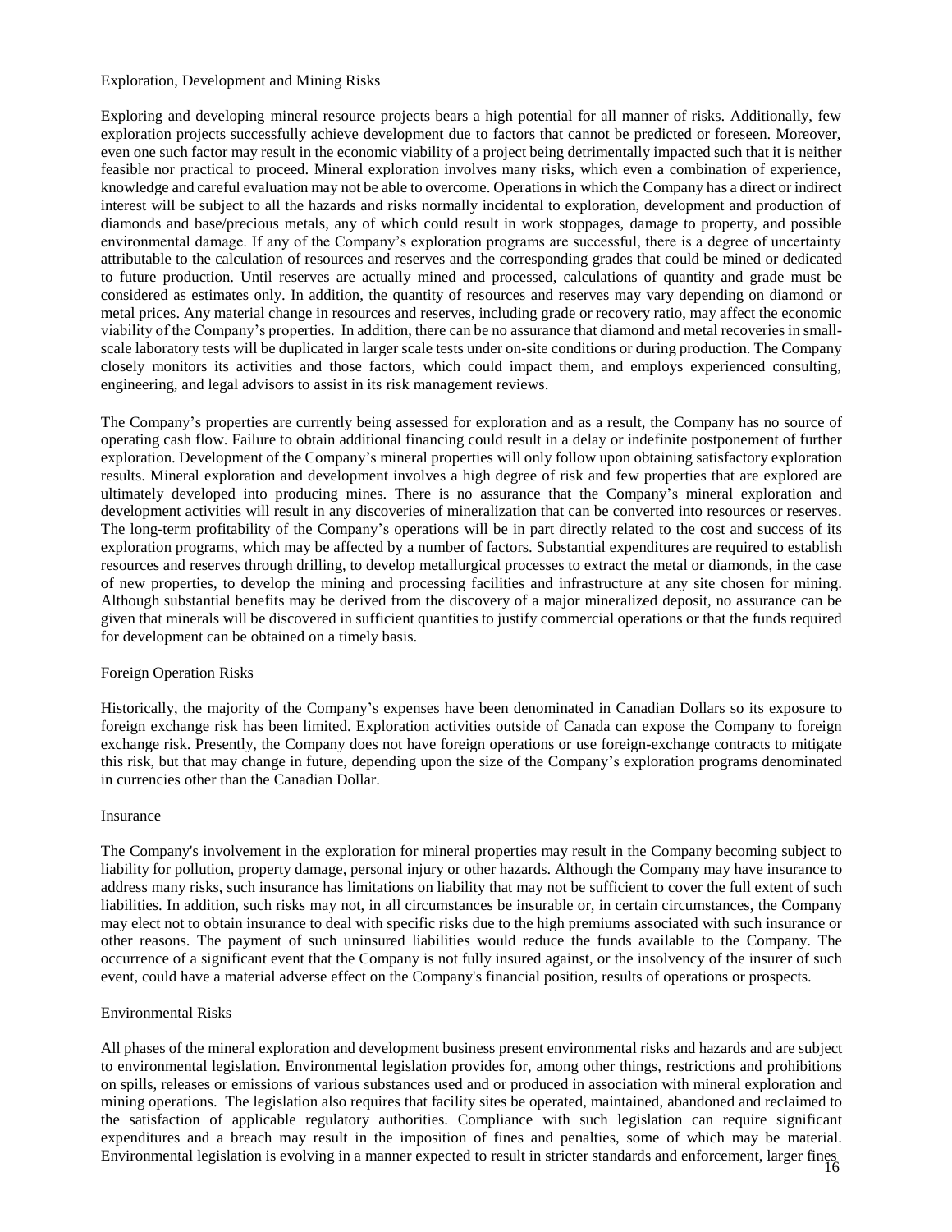### Exploration, Development and Mining Risks

Exploring and developing mineral resource projects bears a high potential for all manner of risks. Additionally, few exploration projects successfully achieve development due to factors that cannot be predicted or foreseen. Moreover, even one such factor may result in the economic viability of a project being detrimentally impacted such that it is neither feasible nor practical to proceed. Mineral exploration involves many risks, which even a combination of experience, knowledge and careful evaluation may not be able to overcome. Operations in which the Company has a direct or indirect interest will be subject to all the hazards and risks normally incidental to exploration, development and production of diamonds and base/precious metals, any of which could result in work stoppages, damage to property, and possible environmental damage. If any of the Company's exploration programs are successful, there is a degree of uncertainty attributable to the calculation of resources and reserves and the corresponding grades that could be mined or dedicated to future production. Until reserves are actually mined and processed, calculations of quantity and grade must be considered as estimates only. In addition, the quantity of resources and reserves may vary depending on diamond or metal prices. Any material change in resources and reserves, including grade or recovery ratio, may affect the economic viability of the Company's properties. In addition, there can be no assurance that diamond and metal recoveries in small-scale laboratory tests will be duplicated in larger scale tests under on-site conditions or during production. The Company closely monitors its activities and those factors, which could impact them, and employs experienced consulting, engineering, and legal advisors to assist in its risk management reviews.

The Company's properties are currently being assessed for exploration and as a result, the Company has no source of operating cash flow. Failure to obtain additional financing could result in a delay or indefinite postponement of further exploration. Development of the Company's mineral properties will only follow upon obtaining satisfactory exploration results. Mineral exploration and development involves a high degree of risk and few properties that are explored are ultimately developed into producing mines. There is no assurance that the Company's mineral exploration and development activities will result in any discoveries of mineralization that can be converted into resources or reserves. The long-term profitability of the Company's operations will be in part directly related to the cost and success of its exploration programs, which may be affected by a number of factors. Substantial expenditures are required to establish resources and reserves through drilling, to develop metallurgical processes to extract the metal or diamonds, in the case of new properties, to develop the mining and processing facilities and infrastructure at any site chosen for mining. Although substantial benefits may be derived from the discovery of a major mineralized deposit, no assurance can be given that minerals will be discovered in sufficient quantities to justify commercial operations or that the funds required for development can be obtained on a timely basis.

### Foreign Operation Risks

Historically, the majority of the Company's expenses have been denominated in Canadian Dollars so its exposure to foreign exchange risk has been limited. Exploration activities outside of Canada can expose the Company to foreign exchange risk. Presently, the Company does not have foreign operations or use foreign-exchange contracts to mitigate this risk, but that may change in future, depending upon the size of the Company's exploration programs denominated in currencies other than the Canadian Dollar.

### Insurance

The Company's involvement in the exploration for mineral properties may result in the Company becoming subject to liability for pollution, property damage, personal injury or other hazards. Although the Company may have insurance to address many risks, such insurance has limitations on liability that may not be sufficient to cover the full extent of such liabilities. In addition, such risks may not, in all circumstances be insurable or, in certain circumstances, the Company may elect not to obtain insurance to deal with specific risks due to the high premiums associated with such insurance or other reasons. The payment of such uninsured liabilities would reduce the funds available to the Company. The occurrence of a significant event that the Company is not fully insured against, or the insolvency of the insurer of such event, could have a material adverse effect on the Company's financial position, results of operations or prospects.

### Environmental Risks

All phases of the mineral exploration and development business present environmental risks and hazards and are subject to environmental legislation. Environmental legislation provides for, among other things, restrictions and prohibitions on spills, releases or emissions of various substances used and or produced in association with mineral exploration and mining operations. The legislation also requires that facility sites be operated, maintained, abandoned and reclaimed to the satisfaction of applicable regulatory authorities. Compliance with such legislation can require significant expenditures and a breach may result in the imposition of fines and penalties, some of which may be material. Environmental legislation is evolving in a manner expected to result in stricter standards and enforcement, larger fines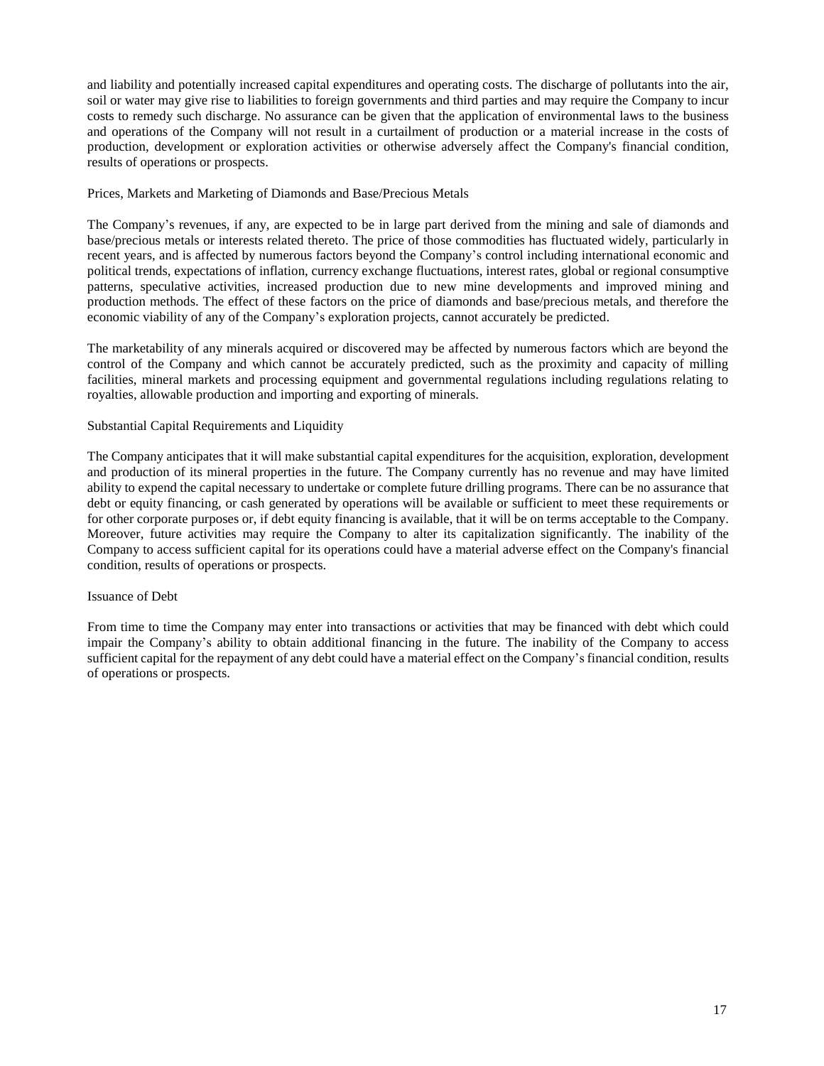and liability and potentially increased capital expenditures and operating costs. The discharge of pollutants into the air, soil or water may give rise to liabilities to foreign governments and third parties and may require the Company to incur costs to remedy such discharge. No assurance can be given that the application of environmental laws to the business and operations of the Company will not result in a curtailment of production or a material increase in the costs of production, development or exploration activities or otherwise adversely affect the Company's financial condition, results of operations or prospects.

### Prices, Markets and Marketing of Diamonds and Base/Precious Metals

The Company's revenues, if any, are expected to be in large part derived from the mining and sale of diamonds and base/precious metals or interests related thereto. The price of those commodities has fluctuated widely, particularly in recent years, and is affected by numerous factors beyond the Company's control including international economic and political trends, expectations of inflation, currency exchange fluctuations, interest rates, global or regional consumptive patterns, speculative activities, increased production due to new mine developments and improved mining and production methods. The effect of these factors on the price of diamonds and base/precious metals, and therefore the economic viability of any of the Company's exploration projects, cannot accurately be predicted.

The marketability of any minerals acquired or discovered may be affected by numerous factors which are beyond the control of the Company and which cannot be accurately predicted, such as the proximity and capacity of milling facilities, mineral markets and processing equipment and governmental regulations including regulations relating to royalties, allowable production and importing and exporting of minerals.

### Substantial Capital Requirements and Liquidity

The Company anticipates that it will make substantial capital expenditures for the acquisition, exploration, development and production of its mineral properties in the future. The Company currently has no revenue and may have limited ability to expend the capital necessary to undertake or complete future drilling programs. There can be no assurance that debt or equity financing, or cash generated by operations will be available or sufficient to meet these requirements or for other corporate purposes or, if debt equity financing is available, that it will be on terms acceptable to the Company. Moreover, future activities may require the Company to alter its capitalization significantly. The inability of the Company to access sufficient capital for its operations could have a material adverse effect on the Company's financial condition, results of operations or prospects.

### Issuance of Debt

From time to time the Company may enter into transactions or activities that may be financed with debt which could impair the Company's ability to obtain additional financing in the future. The inability of the Company to access sufficient capital for the repayment of any debt could have a material effect on the Company's financial condition, results of operations or prospects.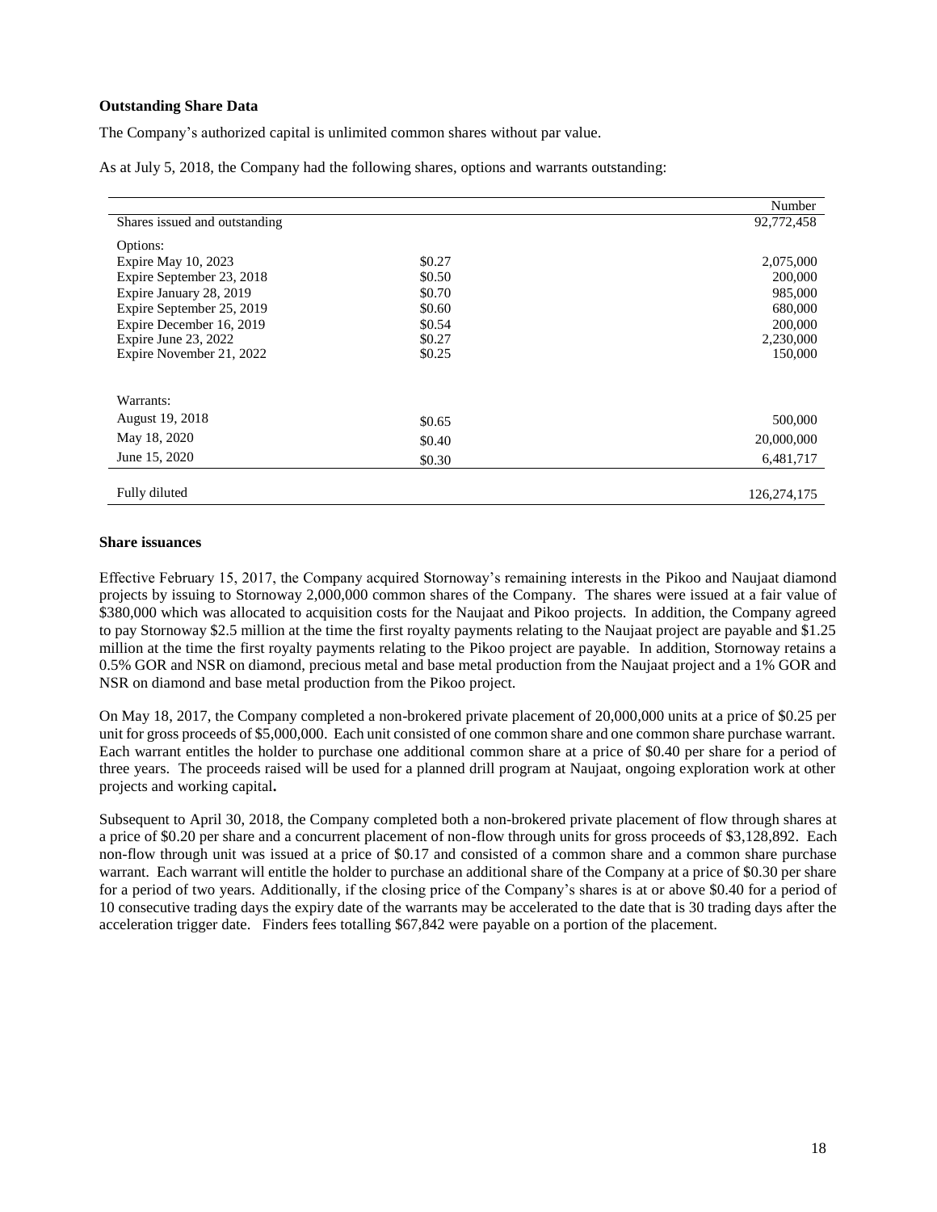**Outstanding Share Data**

The Company's authorized capital is unlimited common shares without par value.

As at July 5, 2018, the Company had the following shares, options and warrants outstanding:

| | | Number |
|---|---|---|
| Shares issued and outstanding | | 92,772,458 |
| Options: | | |
| Expire May 10, 2023 | \$0.27 | 2,075,000 |
| Expire September 23, 2018 | \$0.50 | 200,000 |
| Expire January 28, 2019 | \$0.70 | 985,000 |
| Expire September 25, 2019 | \$0.60 | 680,000 |
| Expire December 16, 2019 | \$0.54 | 200,000 |
| Expire June 23, 2022 | \$0.27 | 2,230,000 |
| Expire November 21, 2022 | \$0.25 | 150,000 |
| Warrants: | | |
| August 19, 2018 | \$0.65 | 500,000 |
| May 18, 2020 | \$0.40 | 20,000,000 |
| June 15, 2020 | \$0.30 | 6,481,717 |
| Fully diluted | | 126,274,175 |

**Share issuances**

Effective February 15, 2017, the Company acquired Stornoway's remaining interests in the Pikoo and Naujaat diamond projects by issuing to Stornoway 2,000,000 common shares of the Company. The shares were issued at a fair value of \$380,000 which was allocated to acquisition costs for the Naujaat and Pikoo projects. In addition, the Company agreed to pay Stornoway \$2.5 million at the time the first royalty payments relating to the Naujaat project are payable and \$1.25 million at the time the first royalty payments relating to the Pikoo project are payable. In addition, Stornoway retains a 0.5% GOR and NSR on diamond, precious metal and base metal production from the Naujaat project and a 1% GOR and NSR on diamond and base metal production from the Pikoo project.

On May 18, 2017, the Company completed a non-brokered private placement of 20,000,000 units at a price of \$0.25 per unit for gross proceeds of \$5,000,000. Each unit consisted of one common share and one common share purchase warrant. Each warrant entitles the holder to purchase one additional common share at a price of \$0.40 per share for a period of three years. The proceeds raised will be used for a planned drill program at Naujaat, ongoing exploration work at other projects and working capital**.**

Subsequent to April 30, 2018, the Company completed both a non-brokered private placement of flow through shares at a price of \$0.20 per share and a concurrent placement of non-flow through units for gross proceeds of \$3,128,892. Each non-flow through unit was issued at a price of \$0.17 and consisted of a common share and a common share purchase warrant. Each warrant will entitle the holder to purchase an additional share of the Company at a price of \$0.30 per share for a period of two years. Additionally, if the closing price of the Company's shares is at or above \$0.40 for a period of 10 consecutive trading days the expiry date of the warrants may be accelerated to the date that is 30 trading days after the acceleration trigger date. Finders fees totalling \$67,842 were payable on a portion of the placement.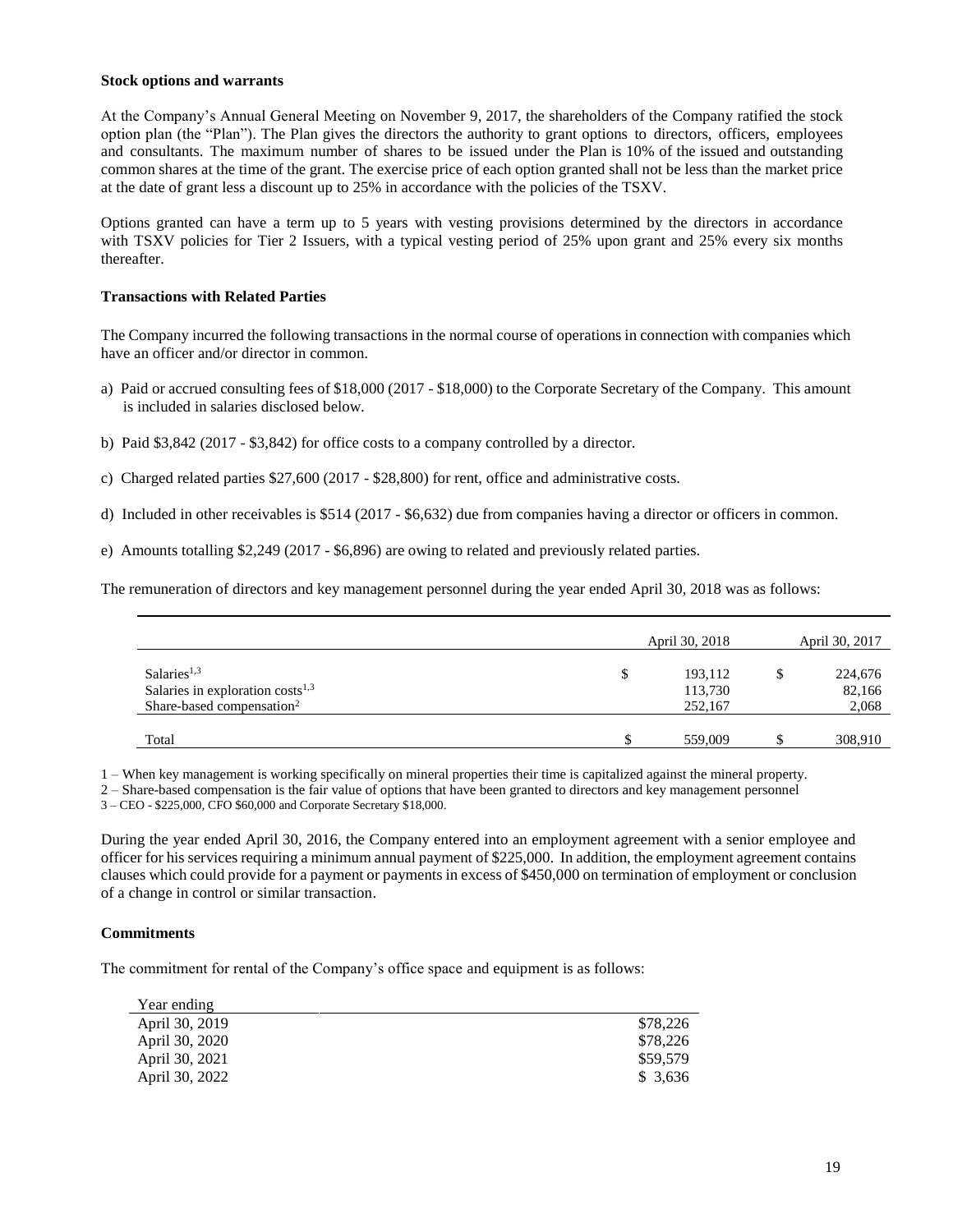### Stock options and warrants

At the Company's Annual General Meeting on November 9, 2017, the shareholders of the Company ratified the stock option plan (the "Plan"). The Plan gives the directors the authority to grant options to directors, officers, employees and consultants. The maximum number of shares to be issued under the Plan is 10% of the issued and outstanding common shares at the time of the grant. The exercise price of each option granted shall not be less than the market price at the date of grant less a discount up to 25% in accordance with the policies of the TSXV.

Options granted can have a term up to 5 years with vesting provisions determined by the directors in accordance with TSXV policies for Tier 2 Issuers, with a typical vesting period of 25% upon grant and 25% every six months thereafter.

### Transactions with Related Parties

The Company incurred the following transactions in the normal course of operations in connection with companies which have an officer and/or director in common.

a) Paid or accrued consulting fees of $18,000 (2017 - $18,000) to the Corporate Secretary of the Company. This amount is included in salaries disclosed below.

b) Paid $3,842 (2017 - $3,842) for office costs to a company controlled by a director.

c) Charged related parties $27,600 (2017 - $28,800) for rent, office and administrative costs.

d) Included in other receivables is $514 (2017 - $6,632) due from companies having a director or officers in common.

e) Amounts totalling $2,249 (2017 - $6,896) are owing to related and previously related parties.

The remuneration of directors and key management personnel during the year ended April 30, 2018 was as follows:

| | April 30, 2018 | April 30, 2017 |
|---|---|---|
| Salaries[1,3] | $ 193,112 | $ 224,676 |
| Salaries in exploration costs[1,3] | 113,730 | 82,166 |
| Share-based compensation[2] | 252,167 | 2,068 |
| Total | $ 559,009 | $ 308,910 |

1 – When key management is working specifically on mineral properties their time is capitalized against the mineral property.

2 – Share-based compensation is the fair value of options that have been granted to directors and key management personnel

3 – CEO - $225,000, CFO $60,000 and Corporate Secretary $18,000.

During the year ended April 30, 2016, the Company entered into an employment agreement with a senior employee and officer for his services requiring a minimum annual payment of $225,000. In addition, the employment agreement contains clauses which could provide for a payment or payments in excess of $450,000 on termination of employment or conclusion of a change in control or similar transaction.

### Commitments

The commitment for rental of the Company's office space and equipment is as follows:

| Year ending | |
|---|---|
| April 30, 2019 | $78,226 |
| April 30, 2020 | $78,226 |
| April 30, 2021 | $59,579 |
| April 30, 2022 | $ 3,636 |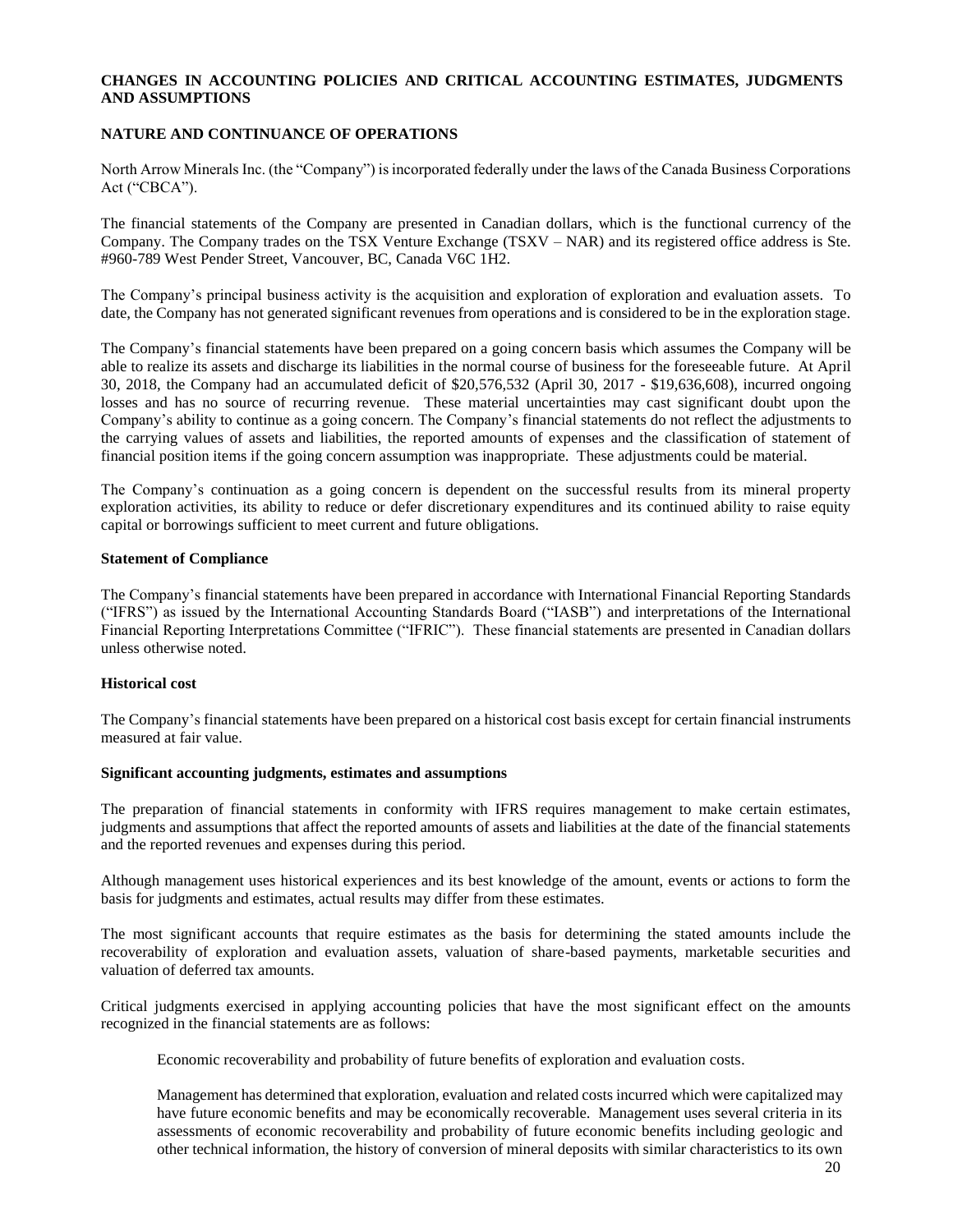## CHANGES IN ACCOUNTING POLICIES AND CRITICAL ACCOUNTING ESTIMATES, JUDGMENTS AND ASSUMPTIONS

### NATURE AND CONTINUANCE OF OPERATIONS

North Arrow Minerals Inc. (the "Company") is incorporated federally under the laws of the Canada Business Corporations Act ("CBCA").

The financial statements of the Company are presented in Canadian dollars, which is the functional currency of the Company. The Company trades on the TSX Venture Exchange (TSXV – NAR) and its registered office address is Ste. #960-789 West Pender Street, Vancouver, BC, Canada V6C 1H2.

The Company's principal business activity is the acquisition and exploration of exploration and evaluation assets. To date, the Company has not generated significant revenues from operations and is considered to be in the exploration stage.

The Company's financial statements have been prepared on a going concern basis which assumes the Company will be able to realize its assets and discharge its liabilities in the normal course of business for the foreseeable future. At April 30, 2018, the Company had an accumulated deficit of $20,576,532 (April 30, 2017 - $19,636,608), incurred ongoing losses and has no source of recurring revenue. These material uncertainties may cast significant doubt upon the Company's ability to continue as a going concern. The Company's financial statements do not reflect the adjustments to the carrying values of assets and liabilities, the reported amounts of expenses and the classification of statement of financial position items if the going concern assumption was inappropriate. These adjustments could be material.

The Company's continuation as a going concern is dependent on the successful results from its mineral property exploration activities, its ability to reduce or defer discretionary expenditures and its continued ability to raise equity capital or borrowings sufficient to meet current and future obligations.

**Statement of Compliance**

The Company's financial statements have been prepared in accordance with International Financial Reporting Standards ("IFRS") as issued by the International Accounting Standards Board ("IASB") and interpretations of the International Financial Reporting Interpretations Committee ("IFRIC"). These financial statements are presented in Canadian dollars unless otherwise noted.

**Historical cost**

The Company's financial statements have been prepared on a historical cost basis except for certain financial instruments measured at fair value.

**Significant accounting judgments, estimates and assumptions**

The preparation of financial statements in conformity with IFRS requires management to make certain estimates, judgments and assumptions that affect the reported amounts of assets and liabilities at the date of the financial statements and the reported revenues and expenses during this period.

Although management uses historical experiences and its best knowledge of the amount, events or actions to form the basis for judgments and estimates, actual results may differ from these estimates.

The most significant accounts that require estimates as the basis for determining the stated amounts include the recoverability of exploration and evaluation assets, valuation of share-based payments, marketable securities and valuation of deferred tax amounts.

Critical judgments exercised in applying accounting policies that have the most significant effect on the amounts recognized in the financial statements are as follows:

Economic recoverability and probability of future benefits of exploration and evaluation costs.

Management has determined that exploration, evaluation and related costs incurred which were capitalized may have future economic benefits and may be economically recoverable. Management uses several criteria in its assessments of economic recoverability and probability of future economic benefits including geologic and other technical information, the history of conversion of mineral deposits with similar characteristics to its own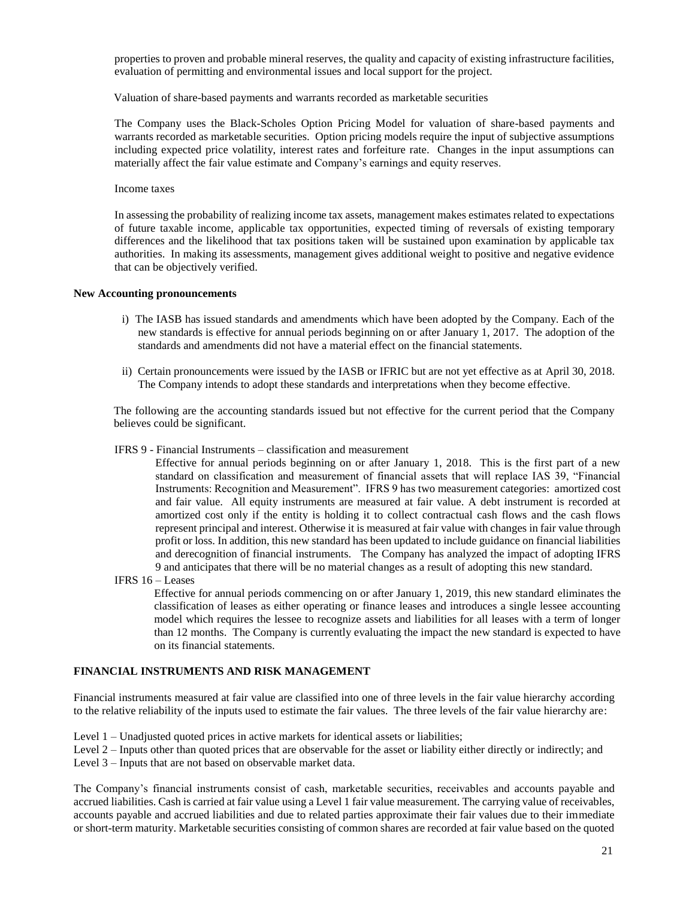properties to proven and probable mineral reserves, the quality and capacity of existing infrastructure facilities, evaluation of permitting and environmental issues and local support for the project.

Valuation of share-based payments and warrants recorded as marketable securities

The Company uses the Black-Scholes Option Pricing Model for valuation of share-based payments and warrants recorded as marketable securities. Option pricing models require the input of subjective assumptions including expected price volatility, interest rates and forfeiture rate. Changes in the input assumptions can materially affect the fair value estimate and Company's earnings and equity reserves.

Income taxes

In assessing the probability of realizing income tax assets, management makes estimates related to expectations of future taxable income, applicable tax opportunities, expected timing of reversals of existing temporary differences and the likelihood that tax positions taken will be sustained upon examination by applicable tax authorities. In making its assessments, management gives additional weight to positive and negative evidence that can be objectively verified.

**New Accounting pronouncements**

i) The IASB has issued standards and amendments which have been adopted by the Company. Each of the new standards is effective for annual periods beginning on or after January 1, 2017. The adoption of the standards and amendments did not have a material effect on the financial statements.

ii) Certain pronouncements were issued by the IASB or IFRIC but are not yet effective as at April 30, 2018. The Company intends to adopt these standards and interpretations when they become effective.

The following are the accounting standards issued but not effective for the current period that the Company believes could be significant.

IFRS 9 - Financial Instruments – classification and measurement

Effective for annual periods beginning on or after January 1, 2018. This is the first part of a new standard on classification and measurement of financial assets that will replace IAS 39, "Financial Instruments: Recognition and Measurement". IFRS 9 has two measurement categories: amortized cost and fair value. All equity instruments are measured at fair value. A debt instrument is recorded at amortized cost only if the entity is holding it to collect contractual cash flows and the cash flows represent principal and interest. Otherwise it is measured at fair value with changes in fair value through profit or loss. In addition, this new standard has been updated to include guidance on financial liabilities and derecognition of financial instruments. The Company has analyzed the impact of adopting IFRS 9 and anticipates that there will be no material changes as a result of adopting this new standard.

IFRS 16 – Leases

Effective for annual periods commencing on or after January 1, 2019, this new standard eliminates the classification of leases as either operating or finance leases and introduces a single lessee accounting model which requires the lessee to recognize assets and liabilities for all leases with a term of longer than 12 months. The Company is currently evaluating the impact the new standard is expected to have on its financial statements.

## FINANCIAL INSTRUMENTS AND RISK MANAGEMENT

Financial instruments measured at fair value are classified into one of three levels in the fair value hierarchy according to the relative reliability of the inputs used to estimate the fair values. The three levels of the fair value hierarchy are:

Level 1 – Unadjusted quoted prices in active markets for identical assets or liabilities;
Level 2 – Inputs other than quoted prices that are observable for the asset or liability either directly or indirectly; and
Level 3 – Inputs that are not based on observable market data.

The Company's financial instruments consist of cash, marketable securities, receivables and accounts payable and accrued liabilities. Cash is carried at fair value using a Level 1 fair value measurement. The carrying value of receivables, accounts payable and accrued liabilities and due to related parties approximate their fair values due to their immediate or short-term maturity. Marketable securities consisting of common shares are recorded at fair value based on the quoted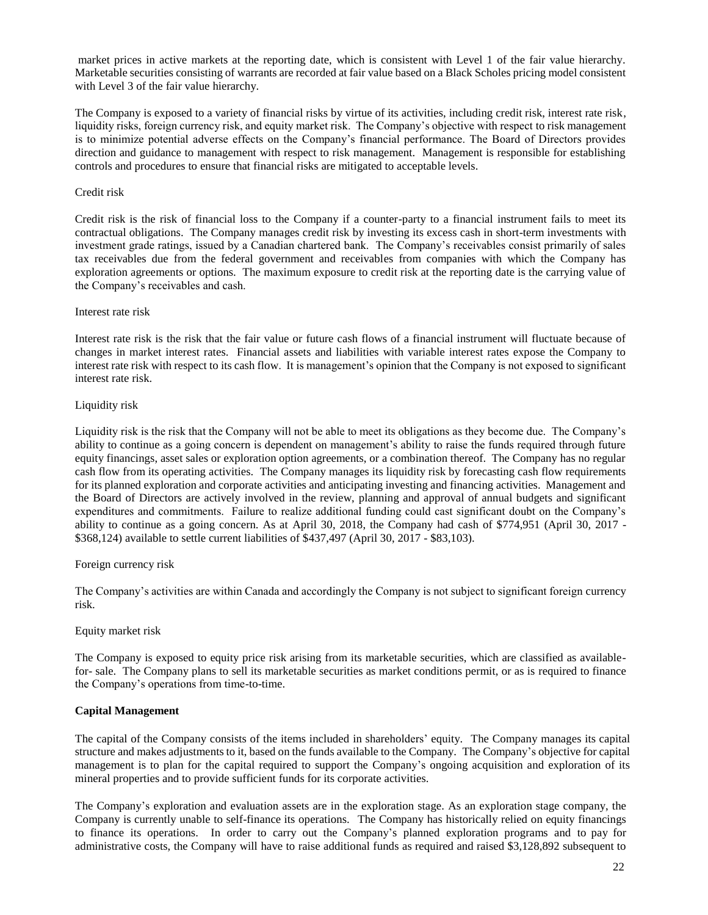market prices in active markets at the reporting date, which is consistent with Level 1 of the fair value hierarchy. Marketable securities consisting of warrants are recorded at fair value based on a Black Scholes pricing model consistent with Level 3 of the fair value hierarchy.

The Company is exposed to a variety of financial risks by virtue of its activities, including credit risk, interest rate risk, liquidity risks, foreign currency risk, and equity market risk. The Company's objective with respect to risk management is to minimize potential adverse effects on the Company's financial performance. The Board of Directors provides direction and guidance to management with respect to risk management. Management is responsible for establishing controls and procedures to ensure that financial risks are mitigated to acceptable levels.

Credit risk

Credit risk is the risk of financial loss to the Company if a counter-party to a financial instrument fails to meet its contractual obligations. The Company manages credit risk by investing its excess cash in short-term investments with investment grade ratings, issued by a Canadian chartered bank. The Company's receivables consist primarily of sales tax receivables due from the federal government and receivables from companies with which the Company has exploration agreements or options. The maximum exposure to credit risk at the reporting date is the carrying value of the Company's receivables and cash.

Interest rate risk

Interest rate risk is the risk that the fair value or future cash flows of a financial instrument will fluctuate because of changes in market interest rates. Financial assets and liabilities with variable interest rates expose the Company to interest rate risk with respect to its cash flow. It is management's opinion that the Company is not exposed to significant interest rate risk.

Liquidity risk

Liquidity risk is the risk that the Company will not be able to meet its obligations as they become due. The Company's ability to continue as a going concern is dependent on management's ability to raise the funds required through future equity financings, asset sales or exploration option agreements, or a combination thereof. The Company has no regular cash flow from its operating activities. The Company manages its liquidity risk by forecasting cash flow requirements for its planned exploration and corporate activities and anticipating investing and financing activities. Management and the Board of Directors are actively involved in the review, planning and approval of annual budgets and significant expenditures and commitments. Failure to realize additional funding could cast significant doubt on the Company's ability to continue as a going concern. As at April 30, 2018, the Company had cash of $774,951 (April 30, 2017 - $368,124) available to settle current liabilities of $437,497 (April 30, 2017 - $83,103).

Foreign currency risk

The Company's activities are within Canada and accordingly the Company is not subject to significant foreign currency risk.

Equity market risk

The Company is exposed to equity price risk arising from its marketable securities, which are classified as available-for- sale. The Company plans to sell its marketable securities as market conditions permit, or as is required to finance the Company's operations from time-to-time.

**Capital Management**

The capital of the Company consists of the items included in shareholders' equity. The Company manages its capital structure and makes adjustments to it, based on the funds available to the Company. The Company's objective for capital management is to plan for the capital required to support the Company's ongoing acquisition and exploration of its mineral properties and to provide sufficient funds for its corporate activities.

The Company's exploration and evaluation assets are in the exploration stage. As an exploration stage company, the Company is currently unable to self-finance its operations. The Company has historically relied on equity financings to finance its operations. In order to carry out the Company's planned exploration programs and to pay for administrative costs, the Company will have to raise additional funds as required and raised $3,128,892 subsequent to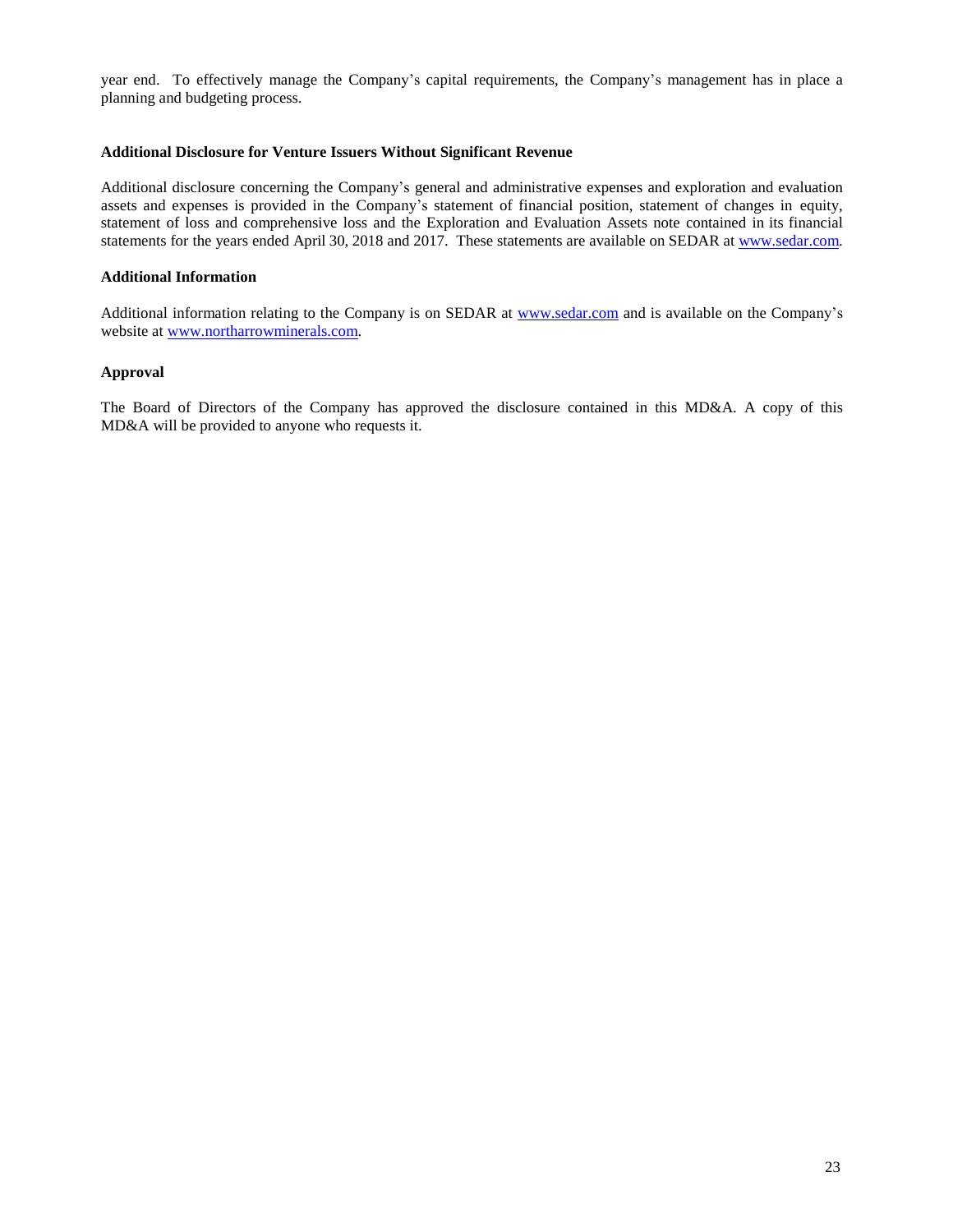year end. To effectively manage the Company's capital requirements, the Company's management has in place a planning and budgeting process.

**Additional Disclosure for Venture Issuers Without Significant Revenue**

Additional disclosure concerning the Company's general and administrative expenses and exploration and evaluation assets and expenses is provided in the Company's statement of financial position, statement of changes in equity, statement of loss and comprehensive loss and the Exploration and Evaluation Assets note contained in its financial statements for the years ended April 30, 2018 and 2017. These statements are available on SEDAR at www.sedar.com.

**Additional Information**

Additional information relating to the Company is on SEDAR at www.sedar.com and is available on the Company's website at www.northarrowminerals.com.

**Approval**

The Board of Directors of the Company has approved the disclosure contained in this MD&A. A copy of this MD&A will be provided to anyone who requests it.